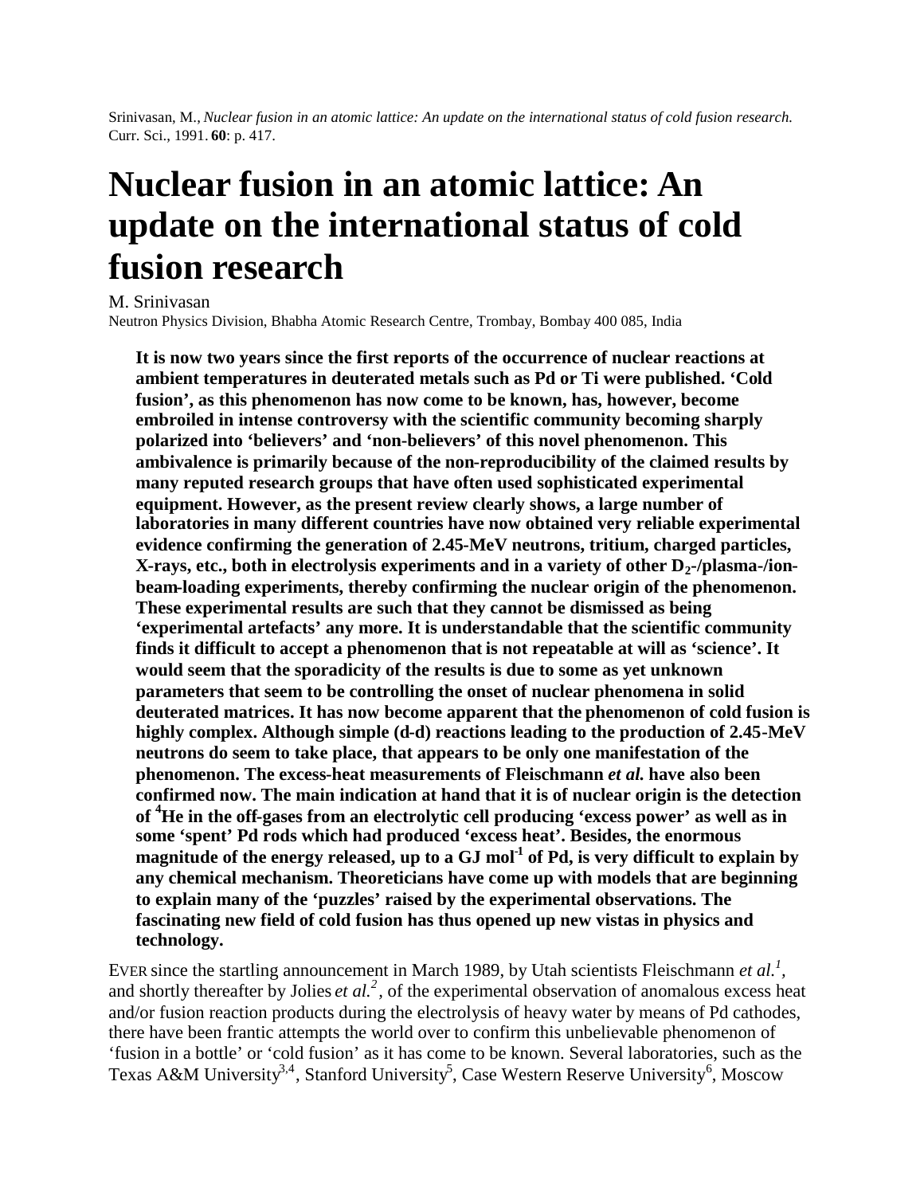Srinivasan, M., *Nuclear fusion in an atomic lattice: An update on the international status of cold fusion research.* Curr. Sci., 1991. **60**: p. 417.

# Nuclear fusion in an atomic lattice: An update on the international status of cold fusion research

M. Srinivasan

Neutron Physics Division, Bhabha Atomic Research Centre, Trombay, Bombay 400 085, India

**It is now two years since the first reports of the occurrence of nuclear reactions at ambient temperatures in deuterated metals such as Pd or Ti were published. 'Cold fusion', as this phenomenon has now come to be known, has, however, become embroiled in intense controversy with the scientific community becoming sharply polarized into 'believers' and 'non-believers' of this novel phenomenon. This ambivalence is primarily because of the non-reproducibility of the claimed results by many reputed research groups that have often used sophisticated experimental equipment. However, as the present review clearly shows, a large number of laboratories in many different countries have now obtained very reliable experimental evidence confirming the generation of 2.45-MeV neutrons, tritium, charged particles, X-rays, etc., both in electrolysis experiments and in a variety of other $D_2$-/plasma-/ion-beam-loading experiments, thereby confirming the nuclear origin of the phenomenon. These experimental results are such that they cannot be dismissed as being 'experimental artefacts' any more. It is understandable that the scientific community finds it difficult to accept a phenomenon that is not repeatable at will as 'science'. It would seem that the sporadicity of the results is due to some as yet unknown parameters that seem to be controlling the onset of nuclear phenomena in solid deuterated matrices. It has now become apparent that the phenomenon of cold fusion is highly complex. Although simple (d-d) reactions leading to the production of 2.45-MeV neutrons do seem to take place, that appears to be only one manifestation of the phenomenon. The excess-heat measurements of Fleischmann *et al.* have also been confirmed now. The main indication at hand that it is of nuclear origin is the detection of $^4He$ in the off-gases from an electrolytic cell producing 'excess power' as well as in some 'spent' Pd rods which had produced 'excess heat'. Besides, the enormous magnitude of the energy released, up to a GJ $mol^{-1}$ of Pd, is very difficult to explain by any chemical mechanism. Theoreticians have come up with models that are beginning to explain many of the 'puzzles' raised by the experimental observations. The fascinating new field of cold fusion has thus opened up new vistas in physics and technology.**

EVER since the startling announcement in March 1989, by Utah scientists Fleischmann *et al.*[1], and shortly thereafter by Jolies *et al.*[2], of the experimental observation of anomalous excess heat and/or fusion reaction products during the electrolysis of heavy water by means of Pd cathodes, there have been frantic attempts the world over to confirm this unbelievable phenomenon of 'fusion in a bottle' or 'cold fusion' as it has come to be known. Several laboratories, such as the Texas A&M University[3,4], Stanford University[5], Case Western Reserve University[6], Moscow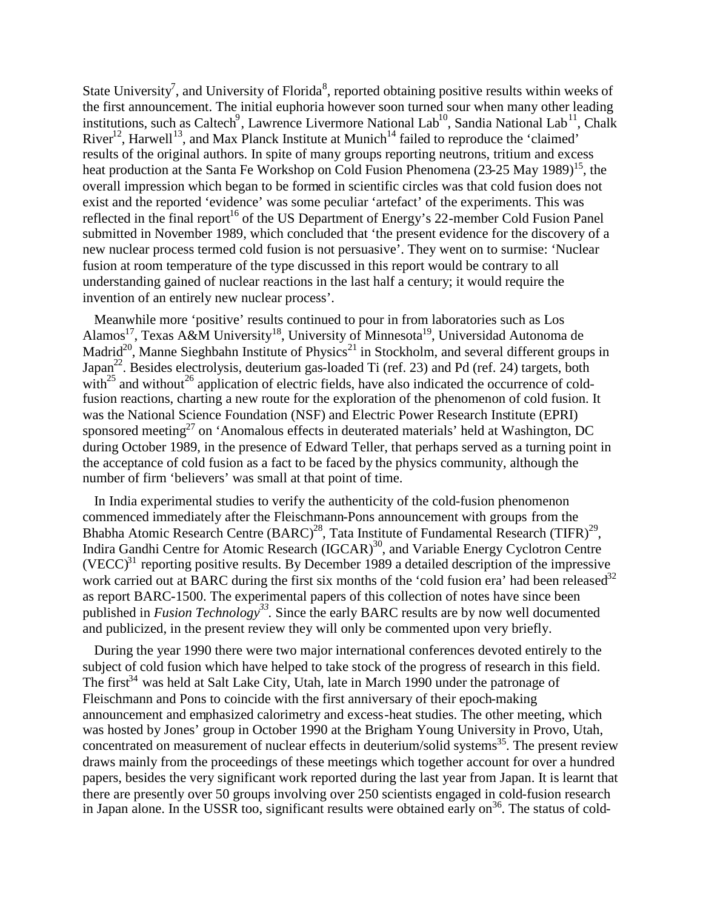State University[7], and University of Florida[8], reported obtaining positive results within weeks of the first announcement. The initial euphoria however soon turned sour when many other leading institutions, such as Caltech[9], Lawrence Livermore National Lab[10], Sandia National Lab[11], Chalk River[12], Harwell[13], and Max Planck Institute at Munich[14] failed to reproduce the 'claimed' results of the original authors. In spite of many groups reporting neutrons, tritium and excess heat production at the Santa Fe Workshop on Cold Fusion Phenomena (23-25 May 1989)[15], the overall impression which began to be formed in scientific circles was that cold fusion does not exist and the reported 'evidence' was some peculiar 'artefact' of the experiments. This was reflected in the final report[16] of the US Department of Energy's 22-member Cold Fusion Panel submitted in November 1989, which concluded that 'the present evidence for the discovery of a new nuclear process termed cold fusion is not persuasive'. They went on to surmise: 'Nuclear fusion at room temperature of the type discussed in this report would be contrary to all understanding gained of nuclear reactions in the last half a century; it would require the invention of an entirely new nuclear process'.

Meanwhile more 'positive' results continued to pour in from laboratories such as Los Alamos[17], Texas A&M University[18], University of Minnesota[19], Universidad Autonoma de Madrid[20], Manne Sieghbahn Institute of Physics[21] in Stockholm, and several different groups in Japan[22]. Besides electrolysis, deuterium gas-loaded Ti (ref. 23) and Pd (ref. 24) targets, both with[25] and without[26] application of electric fields, have also indicated the occurrence of cold-fusion reactions, charting a new route for the exploration of the phenomenon of cold fusion. It was the National Science Foundation (NSF) and Electric Power Research Institute (EPRI) sponsored meeting[27] on 'Anomalous effects in deuterated materials' held at Washington, DC during October 1989, in the presence of Edward Teller, that perhaps served as a turning point in the acceptance of cold fusion as a fact to be faced by the physics community, although the number of firm 'believers' was small at that point of time.

In India experimental studies to verify the authenticity of the cold-fusion phenomenon commenced immediately after the Fleischmann-Pons announcement with groups from the Bhabha Atomic Research Centre (BARC)[28], Tata Institute of Fundamental Research (TIFR)[29], Indira Gandhi Centre for Atomic Research (IGCAR)[30], and Variable Energy Cyclotron Centre (VECC)[31] reporting positive results. By December 1989 a detailed description of the impressive work carried out at BARC during the first six months of the 'cold fusion era' had been released[32] as report BARC-1500. The experimental papers of this collection of notes have since been published in *Fusion Technology*[33]. Since the early BARC results are by now well documented and publicized, in the present review they will only be commented upon very briefly.

During the year 1990 there were two major international conferences devoted entirely to the subject of cold fusion which have helped to take stock of the progress of research in this field. The first[34] was held at Salt Lake City, Utah, late in March 1990 under the patronage of Fleischmann and Pons to coincide with the first anniversary of their epoch-making announcement and emphasized calorimetry and excess-heat studies. The other meeting, which was hosted by Jones' group in October 1990 at the Brigham Young University in Provo, Utah, concentrated on measurement of nuclear effects in deuterium/solid systems[35]. The present review draws mainly from the proceedings of these meetings which together account for over a hundred papers, besides the very significant work reported during the last year from Japan. It is learnt that there are presently over 50 groups involving over 250 scientists engaged in cold-fusion research in Japan alone. In the USSR too, significant results were obtained early on[36]. The status of cold-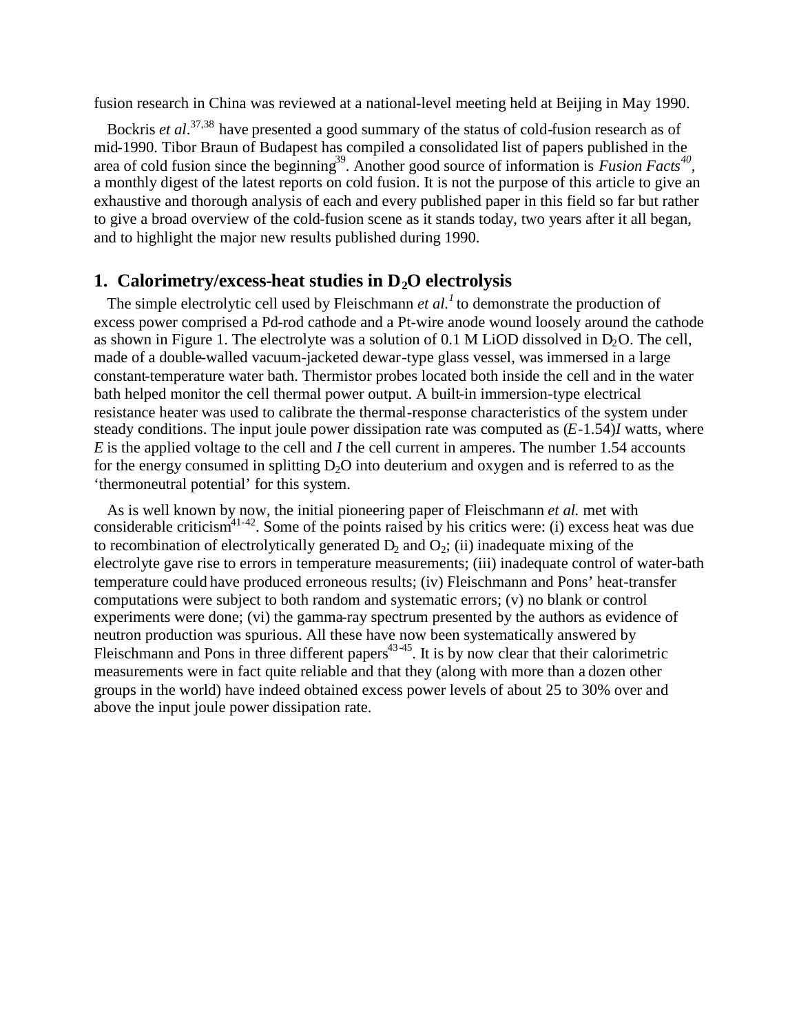fusion research in China was reviewed at a national-level meeting held at Beijing in May 1990.

Bockris *et al*.[37,38] have presented a good summary of the status of cold-fusion research as of mid-1990. Tibor Braun of Budapest has compiled a consolidated list of papers published in the area of cold fusion since the beginning[39]. Another good source of information is *Fusion Facts*[40], a monthly digest of the latest reports on cold fusion. It is not the purpose of this article to give an exhaustive and thorough analysis of each and every published paper in this field so far but rather to give a broad overview of the cold-fusion scene as it stands today, two years after it all began, and to highlight the major new results published during 1990.

## 1. Calorimetry/excess-heat studies in $D_2O$ electrolysis

The simple electrolytic cell used by Fleischmann *et al.*[1] to demonstrate the production of excess power comprised a Pd-rod cathode and a Pt-wire anode wound loosely around the cathode as shown in Figure 1. The electrolyte was a solution of 0.1 M LiOD dissolved in $D_2O$. The cell, made of a double-walled vacuum-jacketed dewar-type glass vessel, was immersed in a large constant-temperature water bath. Thermistor probes located both inside the cell and in the water bath helped monitor the cell thermal power output. A built-in immersion-type electrical resistance heater was used to calibrate the thermal-response characteristics of the system under steady conditions. The input joule power dissipation rate was computed as $(E\text{-}1.54)I$ watts, where $E$ is the applied voltage to the cell and $I$ the cell current in amperes. The number 1.54 accounts for the energy consumed in splitting $D_2O$ into deuterium and oxygen and is referred to as the 'thermoneutral potential' for this system.

As is well known by now, the initial pioneering paper of Fleischmann *et al.* met with considerable criticism[41-42]. Some of the points raised by his critics were: (i) excess heat was due to recombination of electrolytically generated $D_2$ and $O_2$; (ii) inadequate mixing of the electrolyte gave rise to errors in temperature measurements; (iii) inadequate control of water-bath temperature could have produced erroneous results; (iv) Fleischmann and Pons' heat-transfer computations were subject to both random and systematic errors; (v) no blank or control experiments were done; (vi) the gamma-ray spectrum presented by the authors as evidence of neutron production was spurious. All these have now been systematically answered by Fleischmann and Pons in three different papers[43-45]. It is by now clear that their calorimetric measurements were in fact quite reliable and that they (along with more than a dozen other groups in the world) have indeed obtained excess power levels of about 25 to 30% over and above the input joule power dissipation rate.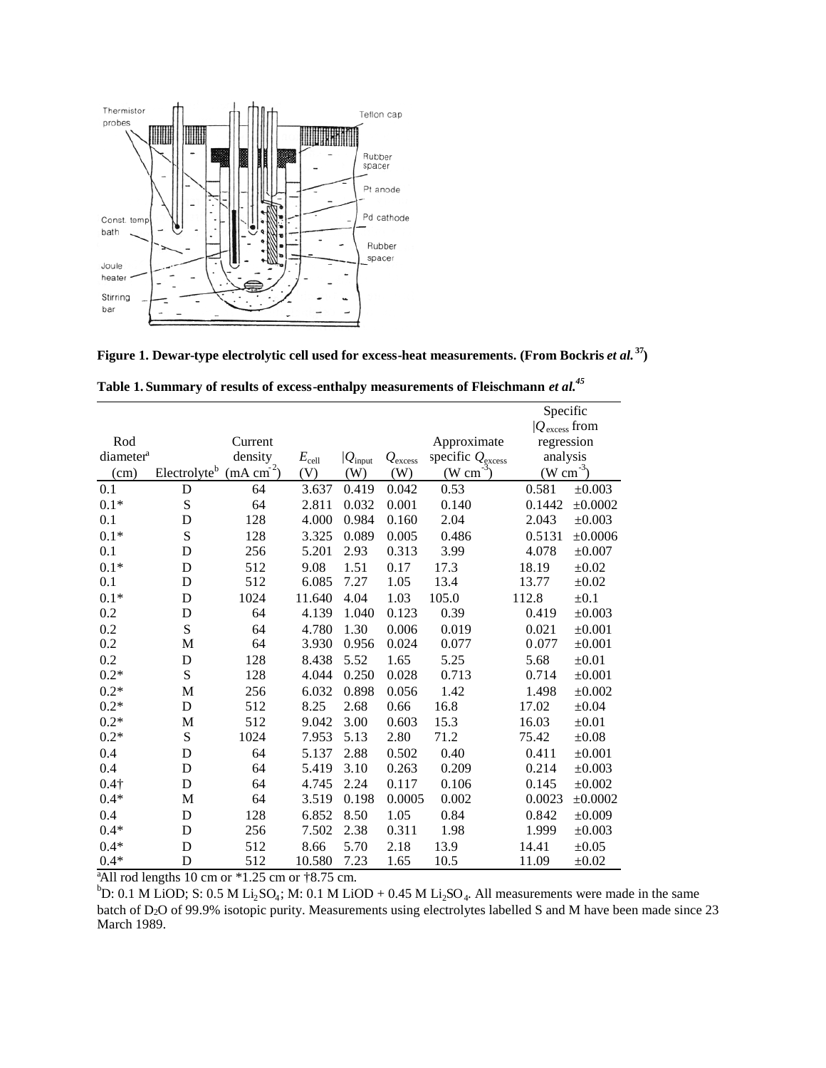**Figure 1. Dewar-type electrolytic cell used for excess-heat measurements. (From Bockris *et al.*[37])**

**Table 1. Summary of results of excess-enthalpy measurements of Fleischmann *et al.*[45]**

| Rod diameter[a] (cm) | Electrolyte[b] | Current density (mA cm$^{-2}$) | $E_{cell}$ (V) | $\lvert Q_{input}$ (W) | $Q_{excess}$ (W) | Approximate specific $Q_{excess}$ (W cm$^{-3}$) | Specific $\lvert Q_{excess}$ from regression analysis (W cm$^{-3}$) | |
|---|---|---|---|---|---|---|---|---|
| 0.1 | D | 64 | 3.637 | 0.419 | 0.042 | 0.53 | 0.581 | ±0.003 |
| 0.1* | S | 64 | 2.811 | 0.032 | 0.001 | 0.140 | 0.1442 | ±0.0002 |
| 0.1 | D | 128 | 4.000 | 0.984 | 0.160 | 2.04 | 2.043 | ±0.003 |
| 0.1* | S | 128 | 3.325 | 0.089 | 0.005 | 0.486 | 0.5131 | ±0.0006 |
| 0.1 | D | 256 | 5.201 | 2.93 | 0.313 | 3.99 | 4.078 | ±0.007 |
| 0.1* | D | 512 | 9.08 | 1.51 | 0.17 | 17.3 | 18.19 | ±0.02 |
| 0.1 | D | 512 | 6.085 | 7.27 | 1.05 | 13.4 | 13.77 | ±0.02 |
| 0.1* | D | 1024 | 11.640 | 4.04 | 1.03 | 105.0 | 112.8 | ±0.1 |
| 0.2 | D | 64 | 4.139 | 1.040 | 0.123 | 0.39 | 0.419 | ±0.003 |
| 0.2 | S | 64 | 4.780 | 1.30 | 0.006 | 0.019 | 0.021 | ±0.001 |
| 0.2 | M | 64 | 3.930 | 0.956 | 0.024 | 0.077 | 0.077 | ±0.001 |
| 0.2 | D | 128 | 8.438 | 5.52 | 1.65 | 5.25 | 5.68 | ±0.01 |
| 0.2* | S | 128 | 4.044 | 0.250 | 0.028 | 0.713 | 0.714 | ±0.001 |
| 0.2* | M | 256 | 6.032 | 0.898 | 0.056 | 1.42 | 1.498 | ±0.002 |
| 0.2* | D | 512 | 8.25 | 2.68 | 0.66 | 16.8 | 17.02 | ±0.04 |
| 0.2* | M | 512 | 9.042 | 3.00 | 0.603 | 15.3 | 16.03 | ±0.01 |
| 0.2* | S | 1024 | 7.953 | 5.13 | 2.80 | 71.2 | 75.42 | ±0.08 |
| 0.4 | D | 64 | 5.137 | 2.88 | 0.502 | 0.40 | 0.411 | ±0.001 |
| 0.4 | D | 64 | 5.419 | 3.10 | 0.263 | 0.209 | 0.214 | ±0.003 |
| 0.4† | D | 64 | 4.745 | 2.24 | 0.117 | 0.106 | 0.145 | ±0.002 |
| 0.4* | M | 64 | 3.519 | 0.198 | 0.0005 | 0.002 | 0.0023 | ±0.0002 |
| 0.4 | D | 128 | 6.852 | 8.50 | 1.05 | 0.84 | 0.842 | ±0.009 |
| 0.4* | D | 256 | 7.502 | 2.38 | 0.311 | 1.98 | 1.999 | ±0.003 |
| 0.4* | D | 512 | 8.66 | 5.70 | 2.18 | 13.9 | 14.41 | ±0.05 |
| 0.4* | D | 512 | 10.580 | 7.23 | 1.65 | 10.5 | 11.09 | ±0.02 |

[a]All rod lengths 10 cm or *1.25 cm or †8.75 cm.

[b]D: 0.1 M LiOD; S: 0.5 M $Li_2SO_4$; M: 0.1 M LiOD + 0.45 M $Li_2SO_4$. All measurements were made in the same batch of $D_2O$ of 99.9% isotopic purity. Measurements using electrolytes labelled S and M have been made since 23 March 1989.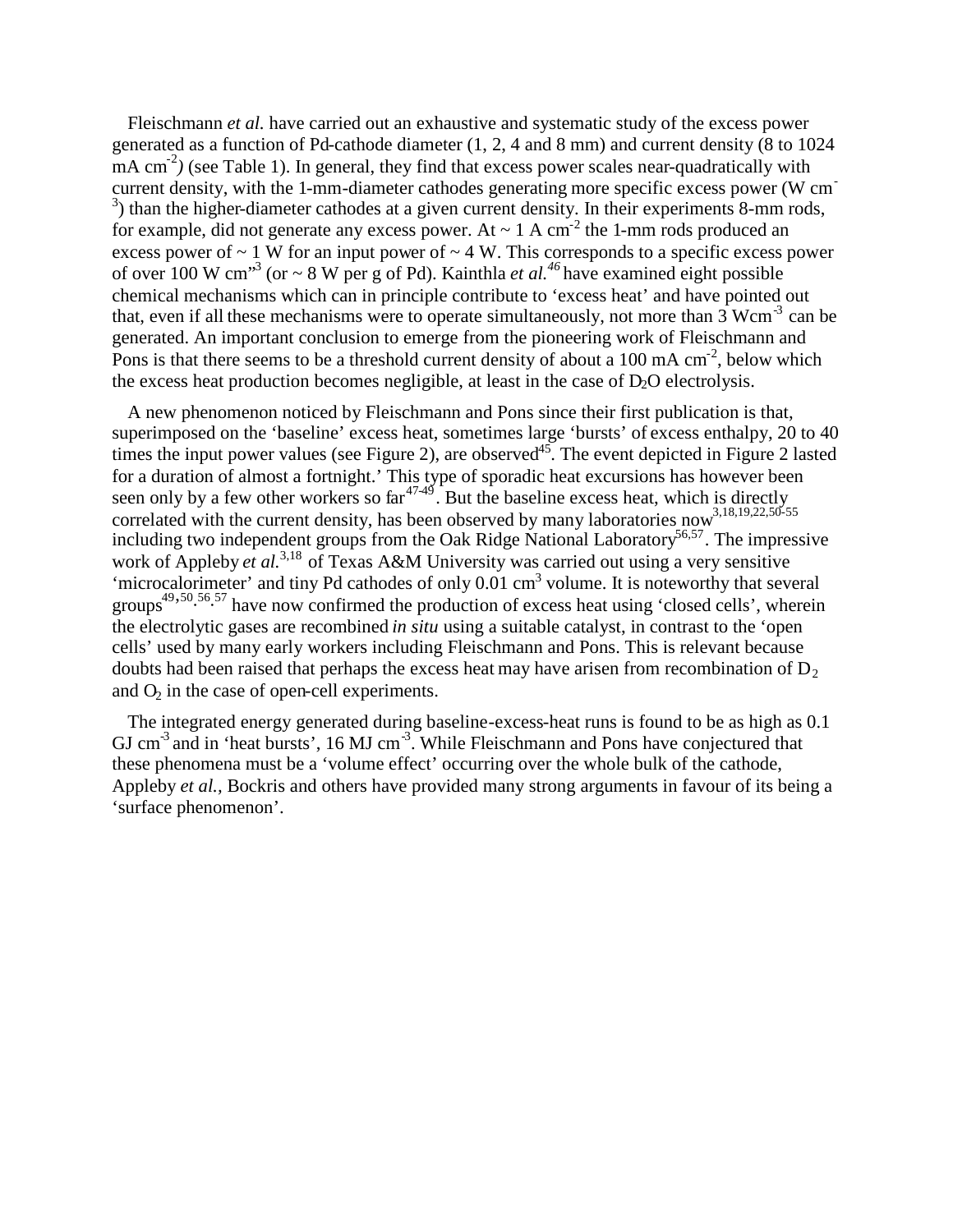Fleischmann *et al.* have carried out an exhaustive and systematic study of the excess power generated as a function of Pd-cathode diameter (1, 2, 4 and 8 mm) and current density (8 to 1024 mA $cm^{-2}$) (see Table 1). In general, they find that excess power scales near-quadratically with current density, with the 1-mm-diameter cathodes generating more specific excess power (W $cm^{-3}$) than the higher-diameter cathodes at a given current density. In their experiments 8-mm rods, for example, did not generate any excess power. At ~ 1 A $cm^{-2}$ the 1-mm rods produced an excess power of ~ 1 W for an input power of ~ 4 W. This corresponds to a specific excess power of over 100 W $cm^{-3}$ (or ~ 8 W per g of Pd). Kainthla *et al.*[46] have examined eight possible chemical mechanisms which can in principle contribute to 'excess heat' and have pointed out that, even if all these mechanisms were to operate simultaneously, not more than 3 W$cm^{-3}$ can be generated. An important conclusion to emerge from the pioneering work of Fleischmann and Pons is that there seems to be a threshold current density of about a 100 mA $cm^{-2}$, below which the excess heat production becomes negligible, at least in the case of $D_2O$ electrolysis.

A new phenomenon noticed by Fleischmann and Pons since their first publication is that, superimposed on the 'baseline' excess heat, sometimes large 'bursts' of excess enthalpy, 20 to 40 times the input power values (see Figure 2), are observed[45]. The event depicted in Figure 2 lasted for a duration of almost a fortnight.' This type of sporadic heat excursions has however been seen only by a few other workers so far[47-49]. But the baseline excess heat, which is directly correlated with the current density, has been observed by many laboratories now[3,18,19,22,50-55] including two independent groups from the Oak Ridge National Laboratory[56,57]. The impressive work of Appleby *et al.*[3,18] of Texas A&M University was carried out using a very sensitive 'microcalorimeter' and tiny Pd cathodes of only 0.01 $cm^3$ volume. It is noteworthy that several groups[49,50,56,57] have now confirmed the production of excess heat using 'closed cells', wherein the electrolytic gases are recombined *in situ* using a suitable catalyst, in contrast to the 'open cells' used by many early workers including Fleischmann and Pons. This is relevant because doubts had been raised that perhaps the excess heat may have arisen from recombination of $D_2$ and $O_2$ in the case of open-cell experiments.

The integrated energy generated during baseline-excess-heat runs is found to be as high as 0.1 GJ $cm^{-3}$ and in 'heat bursts', 16 MJ $cm^{-3}$. While Fleischmann and Pons have conjectured that these phenomena must be a 'volume effect' occurring over the whole bulk of the cathode, Appleby *et al.*, Bockris and others have provided many strong arguments in favour of its being a 'surface phenomenon'.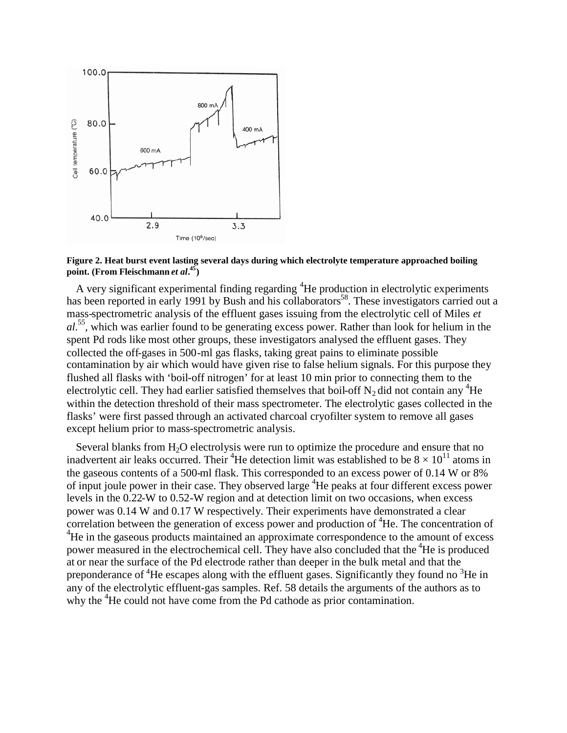Figure 2. Heat burst event lasting several days during which electrolyte temperature approached boiling point. (From Fleischmann *et al*.[45])

A very significant experimental finding regarding $^4$He production in electrolytic experiments has been reported in early 1991 by Bush and his collaborators[58]. These investigators carried out a mass-spectrometric analysis of the effluent gases issuing from the electrolytic cell of Miles *et al.*[55], which was earlier found to be generating excess power. Rather than look for helium in the spent Pd rods like most other groups, these investigators analysed the effluent gases. They collected the off-gases in 500-ml gas flasks, taking great pains to eliminate possible contamination by air which would have given rise to false helium signals. For this purpose they flushed all flasks with 'boil-off nitrogen' for at least 10 min prior to connecting them to the electrolytic cell. They had earlier satisfied themselves that boil-off $N_2$ did not contain any $^4$He within the detection threshold of their mass spectrometer. The electrolytic gases collected in the flasks' were first passed through an activated charcoal cryofilter system to remove all gases except helium prior to mass-spectrometric analysis.

Several blanks from $H_2O$ electrolysis were run to optimize the procedure and ensure that no inadvertent air leaks occurred. Their $^4$He detection limit was established to be $8 \times 10^{11}$ atoms in the gaseous contents of a 500-ml flask. This corresponded to an excess power of 0.14 W or 8% of input joule power in their case. They observed large $^4$He peaks at four different excess power levels in the 0.22-W to 0.52-W region and at detection limit on two occasions, when excess power was 0.14 W and 0.17 W respectively. Their experiments have demonstrated a clear correlation between the generation of excess power and production of $^4$He. The concentration of $^4$He in the gaseous products maintained an approximate correspondence to the amount of excess power measured in the electrochemical cell. They have also concluded that the $^4$He is produced at or near the surface of the Pd electrode rather than deeper in the bulk metal and that the preponderance of $^4$He escapes along with the effluent gases. Significantly they found no $^3$He in any of the electrolytic effluent-gas samples. Ref. 58 details the arguments of the authors as to why the $^4$He could not have come from the Pd cathode as prior contamination.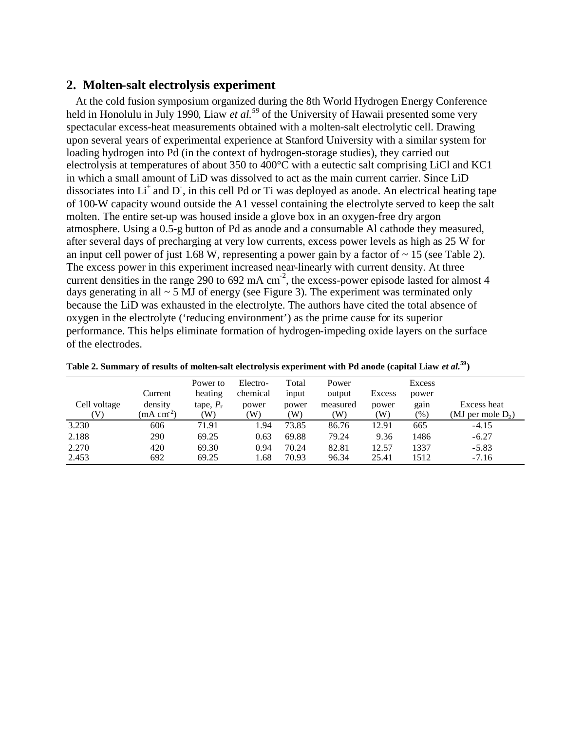## 2. Molten-salt electrolysis experiment

At the cold fusion symposium organized during the 8th World Hydrogen Energy Conference held in Honolulu in July 1990, Liaw *et al.*[59] of the University of Hawaii presented some very spectacular excess-heat measurements obtained with a molten-salt electrolytic cell. Drawing upon several years of experimental experience at Stanford University with a similar system for loading hydrogen into Pd (in the context of hydrogen-storage studies), they carried out electrolysis at temperatures of about 350 to 400°C with a eutectic salt comprising LiCl and KC1 in which a small amount of LiD was dissolved to act as the main current carrier. Since LiD dissociates into $Li^+$ and $D^-$, in this cell Pd or Ti was deployed as anode. An electrical heating tape of 100-W capacity wound outside the A1 vessel containing the electrolyte served to keep the salt molten. The entire set-up was housed inside a glove box in an oxygen-free dry argon atmosphere. Using a 0.5-g button of Pd as anode and a consumable Al cathode they measured, after several days of precharging at very low currents, excess power levels as high as 25 W for an input cell power of just 1.68 W, representing a power gain by a factor of ~ 15 (see Table 2). The excess power in this experiment increased near-linearly with current density. At three current densities in the range 290 to 692 mA $cm^{-2}$, the excess-power episode lasted for almost 4 days generating in all ~ 5 MJ of energy (see Figure 3). The experiment was terminated only because the LiD was exhausted in the electrolyte. The authors have cited the total absence of oxygen in the electrolyte ('reducing environment') as the prime cause for its superior performance. This helps eliminate formation of hydrogen-impeding oxide layers on the surface of the electrodes.

**Table 2. Summary of results of molten-salt electrolysis experiment with Pd anode (capital Liaw *et al.*[59])**

| Cell voltage (V) | Current density (mA $cm^{-2}$) | Power to heating tape, $P_r$ (W) | Electro-chemical power (W) | Total input power (W) | Power output measured (W) | Excess power (W) | Excess power gain (%) | Excess heat (MJ per mole $D_2$) |
|---|---|---|---|---|---|---|---|---|
| 3.230 | 606 | 71.91 | 1.94 | 73.85 | 86.76 | 12.91 | 665 | -4.15 |
| 2.188 | 290 | 69.25 | 0.63 | 69.88 | 79.24 | 9.36 | 1486 | -6.27 |
| 2.270 | 420 | 69.30 | 0.94 | 70.24 | 82.81 | 12.57 | 1337 | -5.83 |
| 2.453 | 692 | 69.25 | 1.68 | 70.93 | 96.34 | 25.41 | 1512 | -7.16 |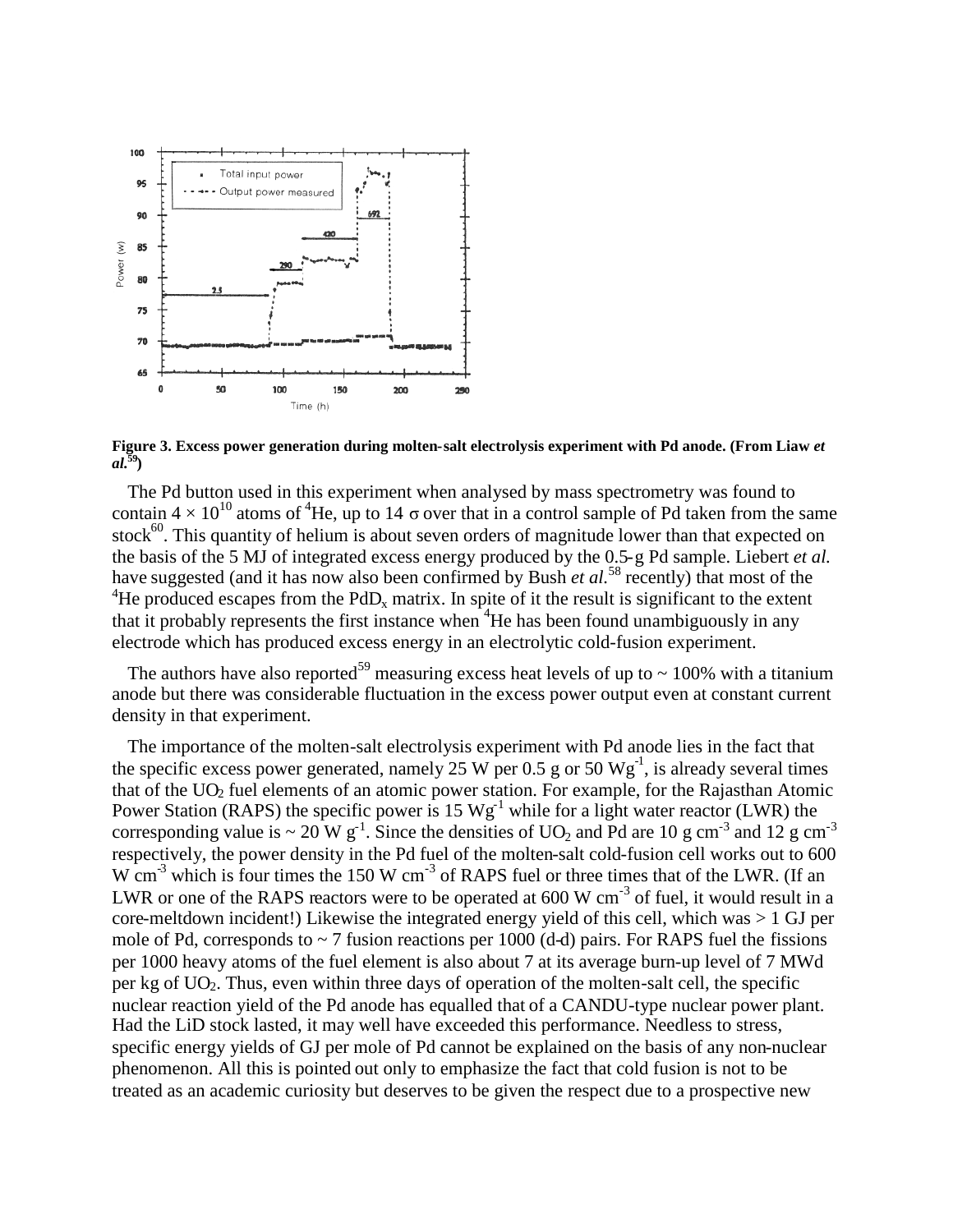**Figure 3. Excess power generation during molten-salt electrolysis experiment with Pd anode. (From Liaw *et al.*[59])**

The Pd button used in this experiment when analysed by mass spectrometry was found to contain $4 \times 10^{10}$ atoms of $^4$He, up to 14 σ over that in a control sample of Pd taken from the same stock[60]. This quantity of helium is about seven orders of magnitude lower than that expected on the basis of the 5 MJ of integrated excess energy produced by the 0.5-g Pd sample. Liebert *et al.* have suggested (and it has now also been confirmed by Bush *et al.*[58] recently) that most of the $^4$He produced escapes from the $PdD_x$ matrix. In spite of it the result is significant to the extent that it probably represents the first instance when $^4$He has been found unambiguously in any electrode which has produced excess energy in an electrolytic cold-fusion experiment.

The authors have also reported[59] measuring excess heat levels of up to ~ 100% with a titanium anode but there was considerable fluctuation in the excess power output even at constant current density in that experiment.

The importance of the molten-salt electrolysis experiment with Pd anode lies in the fact that the specific excess power generated, namely 25 W per 0.5 g or 50 $Wg^{-1}$, is already several times that of the $UO_2$ fuel elements of an atomic power station. For example, for the Rajasthan Atomic Power Station (RAPS) the specific power is 15 $Wg^{-1}$ while for a light water reactor (LWR) the corresponding value is ~ 20 W $g^{-1}$. Since the densities of $UO_2$ and Pd are 10 g $cm^{-3}$ and 12 g $cm^{-3}$ respectively, the power density in the Pd fuel of the molten-salt cold-fusion cell works out to 600 W $cm^{-3}$ which is four times the 150 W $cm^{-3}$ of RAPS fuel or three times that of the LWR. (If an LWR or one of the RAPS reactors were to be operated at 600 W $cm^{-3}$ of fuel, it would result in a core-meltdown incident!) Likewise the integrated energy yield of this cell, which was > 1 GJ per mole of Pd, corresponds to ~ 7 fusion reactions per 1000 (d-d) pairs. For RAPS fuel the fissions per 1000 heavy atoms of the fuel element is also about 7 at its average burn-up level of 7 MWd per kg of $UO_2$. Thus, even within three days of operation of the molten-salt cell, the specific nuclear reaction yield of the Pd anode has equalled that of a CANDU-type nuclear power plant. Had the LiD stock lasted, it may well have exceeded this performance. Needless to stress, specific energy yields of GJ per mole of Pd cannot be explained on the basis of any non-nuclear phenomenon. All this is pointed out only to emphasize the fact that cold fusion is not to be treated as an academic curiosity but deserves to be given the respect due to a prospective new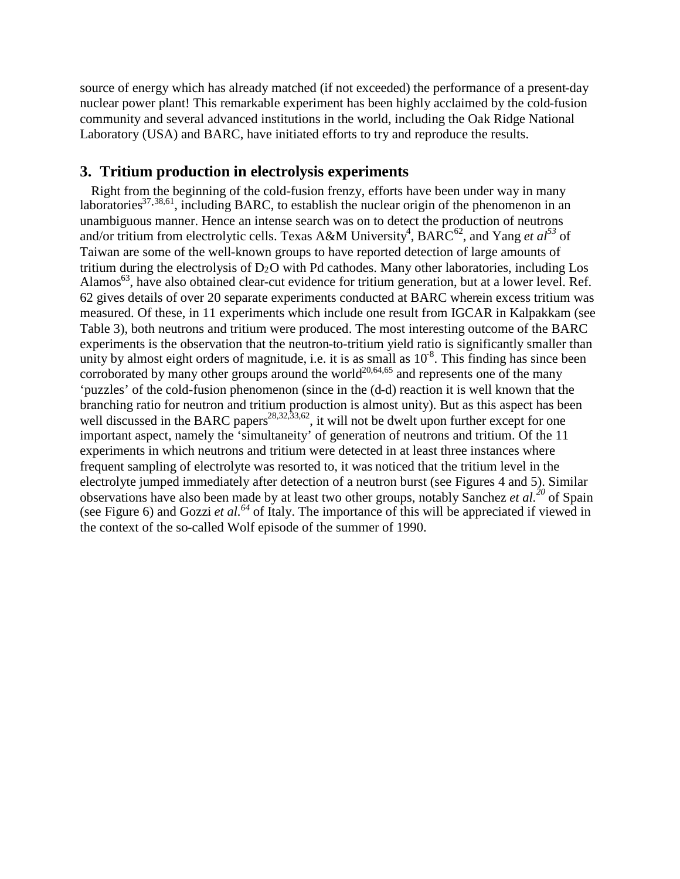source of energy which has already matched (if not exceeded) the performance of a present-day nuclear power plant! This remarkable experiment has been highly acclaimed by the cold-fusion community and several advanced institutions in the world, including the Oak Ridge National Laboratory (USA) and BARC, have initiated efforts to try and reproduce the results.

## 3. Tritium production in electrolysis experiments

Right from the beginning of the cold-fusion frenzy, efforts have been under way in many laboratories[37,38,61], including BARC, to establish the nuclear origin of the phenomenon in an unambiguous manner. Hence an intense search was on to detect the production of neutrons and/or tritium from electrolytic cells. Texas A&M University[4], BARC[62], and Yang *et al*[53] of Taiwan are some of the well-known groups to have reported detection of large amounts of tritium during the electrolysis of $D_2O$ with Pd cathodes. Many other laboratories, including Los Alamos[63], have also obtained clear-cut evidence for tritium generation, but at a lower level. Ref. 62 gives details of over 20 separate experiments conducted at BARC wherein excess tritium was measured. Of these, in 11 experiments which include one result from IGCAR in Kalpakkam (see Table 3), both neutrons and tritium were produced. The most interesting outcome of the BARC experiments is the observation that the neutron-to-tritium yield ratio is significantly smaller than unity by almost eight orders of magnitude, i.e. it is as small as $10^{-8}$. This finding has since been corroborated by many other groups around the world[20,64,65] and represents one of the many 'puzzles' of the cold-fusion phenomenon (since in the (d-d) reaction it is well known that the branching ratio for neutron and tritium production is almost unity). But as this aspect has been well discussed in the BARC papers[28,32,33,62], it will not be dwelt upon further except for one important aspect, namely the 'simultaneity' of generation of neutrons and tritium. Of the 11 experiments in which neutrons and tritium were detected in at least three instances where frequent sampling of electrolyte was resorted to, it was noticed that the tritium level in the electrolyte jumped immediately after detection of a neutron burst (see Figures 4 and 5). Similar observations have also been made by at least two other groups, notably Sanchez *et al*.[20] of Spain (see Figure 6) and Gozzi *et al.*[64] of Italy. The importance of this will be appreciated if viewed in the context of the so-called Wolf episode of the summer of 1990.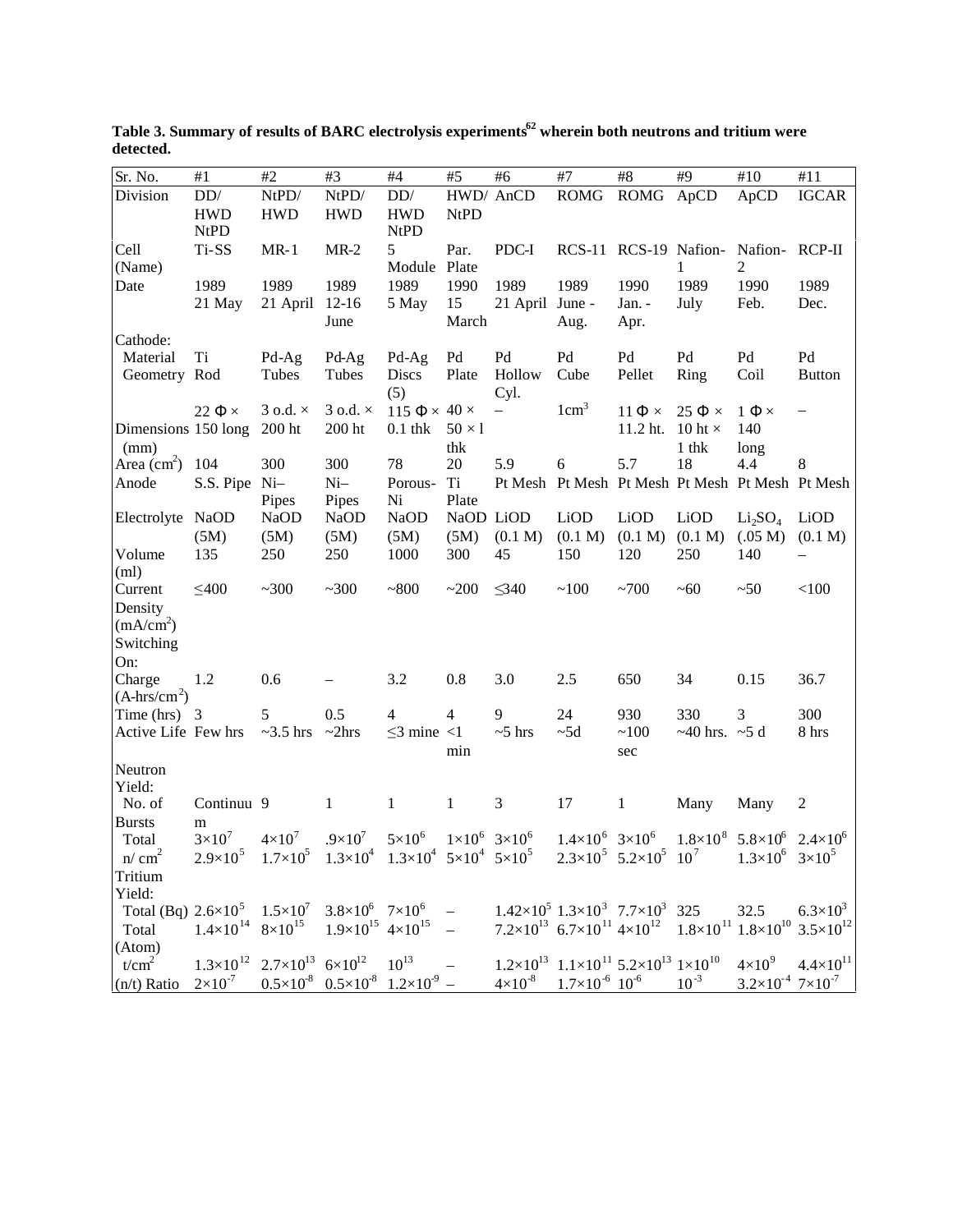**Table 3. Summary of results of BARC electrolysis experiments[62] wherein both neutrons and tritium were detected.**

| Sr. No. | #1 | #2 | #3 | #4 | #5 | #6 | #7 | #8 | #9 | #10 | #11 |
|---|---|---|---|---|---|---|---|---|---|---|---|
| Division | DD/ HWD NtPD | NtPD/ HWD | NtPD/ HWD | DD/ HWD NtPD | HWD/ NtPD | AnCD | ROMG | ROMG | ApCD | ApCD | IGCAR |
| Cell (Name) | Ti-SS | MR-1 | MR-2 | 5 Module | Par. Plate | PDC-I | RCS-11 | RCS-19 | Nafion-1 | Nafion-2 | RCP-II |
| Date | 1989 21 May | 1989 21 April | 1989 12-16 June | 1989 5 May | 1990 15 March | 1989 21 April | 1989 June - Aug. | 1990 Jan. - Apr. | 1989 July | 1990 Feb. | 1989 Dec. |
| Cathode: | | | | | | | | | | | |
| Material | Ti | Pd-Ag | Pd-Ag | Pd-Ag | Pd | Pd | Pd | Pd | Pd | Pd | Pd |
| Geometry | Rod | Tubes | Tubes | Discs (5) | Plate | Hollow Cyl. | Cube | Pellet | Ring | Coil | Button |
| Dimensions (mm) | 22 Φ × 150 long | 3 o.d. × 200 ht | 3 o.d. × 200 ht | 115 Φ × 0.1 thk | 40 × 50 × 1 thk | – | $1 cm^3$ | 11 Φ × 11.2 ht. | 25 Φ × 10 ht × 1 thk | 1 Φ × 140 long | – |
| Area ($cm^2$) | 104 | 300 | 300 | 78 | 20 | 5.9 | 6 | 5.7 | 18 | 4.4 | 8 |
| Anode | S.S. Pipe | Ni– Pipes | Ni– Pipes | Porous- Ni | Ti Plate | Pt Mesh | Pt Mesh | Pt Mesh | Pt Mesh | Pt Mesh | Pt Mesh |
| Electrolyte | NaOD (5M) | NaOD (5M) | NaOD (5M) | NaOD (5M) | NaOD (5M) | LiOD (0.1 M) | LiOD (0.1 M) | LiOD (0.1 M) | LiOD (0.1 M) | $Li_2SO_4$ (.05 M) | LiOD (0.1 M) |
| Volume (ml) | 135 | 250 | 250 | 1000 | 300 | 45 | 150 | 120 | 250 | 140 | – |
| Current Density ($mA/cm^2$) | ≤400 | ~300 | ~300 | ~800 | ~200 | ≤340 | ~100 | ~700 | ~60 | ~50 | <100 |
| Switching On: | | | | | | | | | | | |
| Charge ($A\text{-}hrs/cm^2$) | 1.2 | 0.6 | – | 3.2 | 0.8 | 3.0 | 2.5 | 650 | 34 | 0.15 | 36.7 |
| Time (hrs) | 3 | 5 | 0.5 | 4 | 4 | 9 | 24 | 930 | 330 | 3 | 300 |
| Active Life | Few hrs | ~3.5 hrs | ~2hrs | ≤3 mine | <1 min | ~5 hrs | ~5d | ~100 sec | ~40 hrs. | ~5 d | 8 hrs |
| Neutron Yield: | | | | | | | | | | | |
| No. of Bursts | Continuum | 9 | 1 | 1 | 1 | 3 | 17 | 1 | Many | Many | 2 |
| Total | $3\times10^7$ | $4\times10^7$ | $.9\times10^7$ | $5\times10^6$ | $1\times10^6$ | $3\times10^6$ | $1.4\times10^6$ | $3\times10^6$ | $1.8\times10^8$ | $5.8\times10^6$ | $2.4\times10^6$ |
| n/ $cm^2$ | $2.9\times10^5$ | $1.7\times10^5$ | $1.3\times10^4$ | $1.3\times10^4$ | $5\times10^4$ | $5\times10^5$ | $2.3\times10^5$ | $5.2\times10^5$ | $10^7$ | $1.3\times10^6$ | $3\times10^5$ |
| Tritium Yield: | | | | | | | | | | | |
| Total (Bq) | $2.6\times10^5$ | $1.5\times10^7$ | $3.8\times10^6$ | $7\times10^6$ | – | $1.42\times10^5$ | $1.3\times10^3$ | $7.7\times10^3$ | 325 | 32.5 | $6.3\times10^3$ |
| Total (Atom) | $1.4\times10^{14}$ | $8\times10^{15}$ | $1.9\times10^{15}$ | $4\times10^{15}$ | – | $7.2\times10^{13}$ | $6.7\times10^{11}$ | $4\times10^{12}$ | $1.8\times10^{11}$ | $1.8\times10^{10}$ | $3.5\times10^{12}$ |
| t/$cm^2$ | $1.3\times10^{12}$ | $2.7\times10^{13}$ | $6\times10^{12}$ | $10^{13}$ | – | $1.2\times10^{13}$ | $1.1\times10^{11}$ | $5.2\times10^{13}$ | $1\times10^{10}$ | $4\times10^9$ | $4.4\times10^{11}$ |
| (n/t) Ratio | $2\times10^{-7}$ | $0.5\times10^{-8}$ | $0.5\times10^{-8}$ | $1.2\times10^{-9}$ | – | $4\times10^{-8}$ | $1.7\times10^{-6}$ | $10^{-6}$ | $10^{-3}$ | $3.2\times10^{-4}$ | $7\times10^{-7}$ |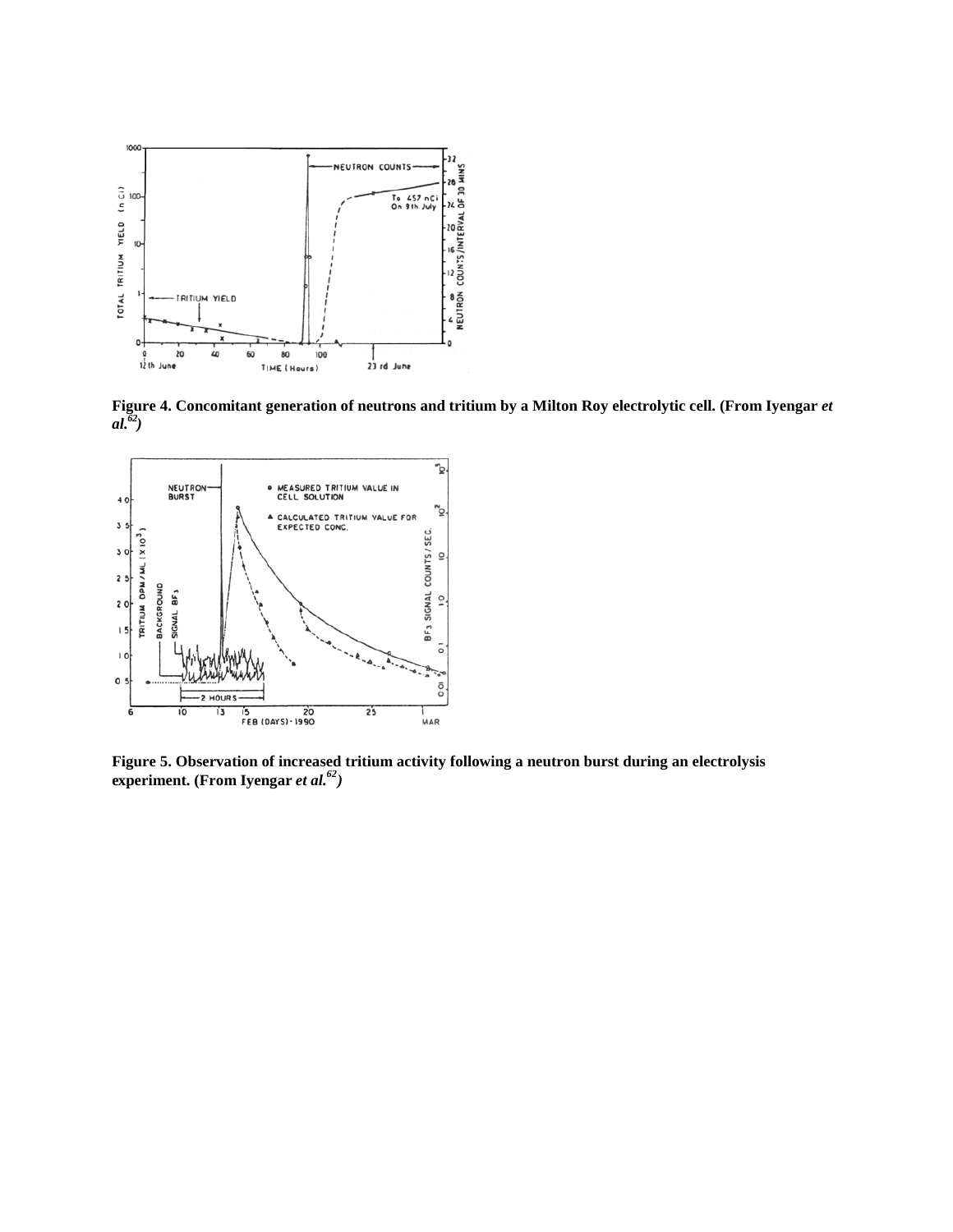**Figure 4. Concomitant generation of neutrons and tritium by a Milton Roy electrolytic cell. (From Iyengar *et al.*[62])**

**Figure 5. Observation of increased tritium activity following a neutron burst during an electrolysis experiment. (From Iyengar *et al.*[62])**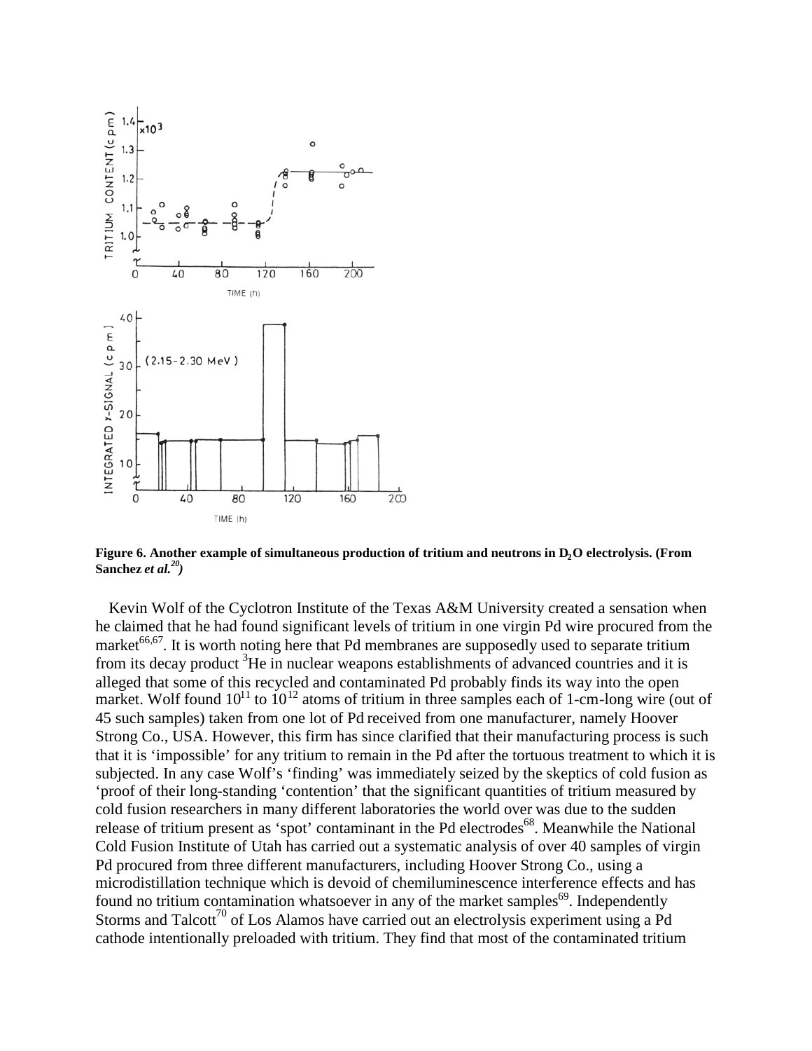**Figure 6. Another example of simultaneous production of tritium and neutrons in $D_2O$ electrolysis. (From Sanchez *et al.*[20])**

Kevin Wolf of the Cyclotron Institute of the Texas A&M University created a sensation when he claimed that he had found significant levels of tritium in one virgin Pd wire procured from the market[66,67]. It is worth noting here that Pd membranes are supposedly used to separate tritium from its decay product $^3He$ in nuclear weapons establishments of advanced countries and it is alleged that some of this recycled and contaminated Pd probably finds its way into the open market. Wolf found $10^{11}$ to $10^{12}$ atoms of tritium in three samples each of 1-cm-long wire (out of 45 such samples) taken from one lot of Pd received from one manufacturer, namely Hoover Strong Co., USA. However, this firm has since clarified that their manufacturing process is such that it is 'impossible' for any tritium to remain in the Pd after the tortuous treatment to which it is subjected. In any case Wolf's 'finding' was immediately seized by the skeptics of cold fusion as 'proof of their long-standing 'contention' that the significant quantities of tritium measured by cold fusion researchers in many different laboratories the world over was due to the sudden release of tritium present as 'spot' contaminant in the Pd electrodes[68]. Meanwhile the National Cold Fusion Institute of Utah has carried out a systematic analysis of over 40 samples of virgin Pd procured from three different manufacturers, including Hoover Strong Co., using a microdistillation technique which is devoid of chemiluminescence interference effects and has found no tritium contamination whatsoever in any of the market samples[69]. Independently Storms and Talcott[70] of Los Alamos have carried out an electrolysis experiment using a Pd cathode intentionally preloaded with tritium. They find that most of the contaminated tritium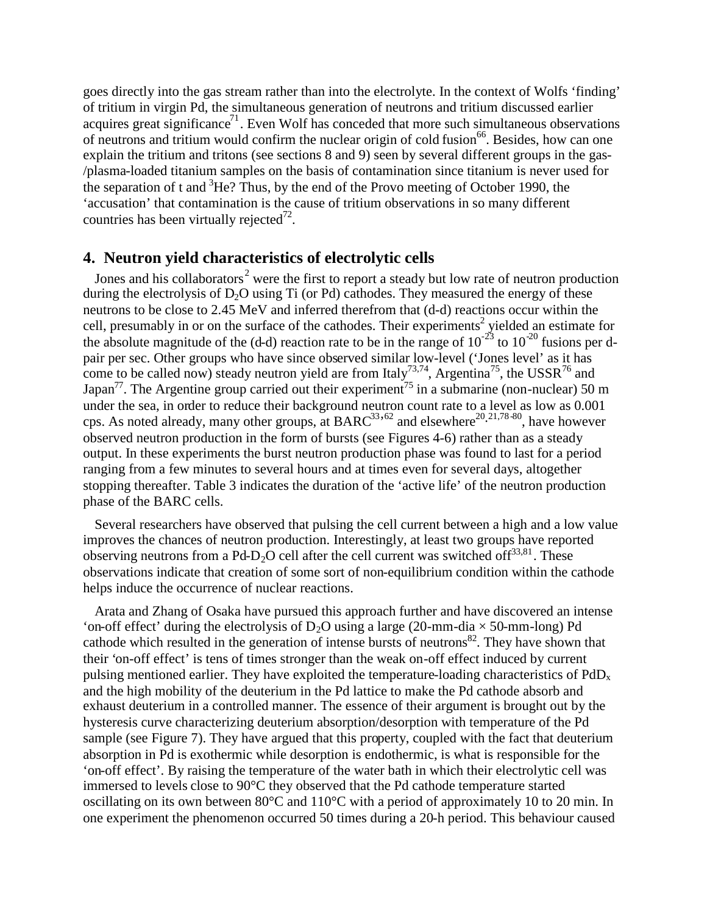goes directly into the gas stream rather than into the electrolyte. In the context of Wolfs 'finding' of tritium in virgin Pd, the simultaneous generation of neutrons and tritium discussed earlier acquires great significance[71]. Even Wolf has conceded that more such simultaneous observations of neutrons and tritium would confirm the nuclear origin of cold fusion[66]. Besides, how can one explain the tritium and tritons (see sections 8 and 9) seen by several different groups in the gas-/plasma-loaded titanium samples on the basis of contamination since titanium is never used for the separation of t and $^{3}He$? Thus, by the end of the Provo meeting of October 1990, the 'accusation' that contamination is the cause of tritium observations in so many different countries has been virtually rejected[72].

## 4. Neutron yield characteristics of electrolytic cells

Jones and his collaborators[2] were the first to report a steady but low rate of neutron production during the electrolysis of $D_2O$ using Ti (or Pd) cathodes. They measured the energy of these neutrons to be close to 2.45 MeV and inferred therefrom that (d-d) reactions occur within the cell, presumably in or on the surface of the cathodes. Their experiments[2] yielded an estimate for the absolute magnitude of the (d-d) reaction rate to be in the range of $10^{-23}$ to $10^{-20}$ fusions per d-pair per sec. Other groups who have since observed similar low-level ('Jones level' as it has come to be called now) steady neutron yield are from Italy[73,74], Argentina[75], the USSR[76] and Japan[77]. The Argentine group carried out their experiment[75] in a submarine (non-nuclear) 50 m under the sea, in order to reduce their background neutron count rate to a level as low as 0.001 cps. As noted already, many other groups, at BARC[33,62] and elsewhere[20,21,78-80], have however observed neutron production in the form of bursts (see Figures 4-6) rather than as a steady output. In these experiments the burst neutron production phase was found to last for a period ranging from a few minutes to several hours and at times even for several days, altogether stopping thereafter. Table 3 indicates the duration of the 'active life' of the neutron production phase of the BARC cells.

Several researchers have observed that pulsing the cell current between a high and a low value improves the chances of neutron production. Interestingly, at least two groups have reported observing neutrons from a Pd-$D_2O$ cell after the cell current was switched off[33,81]. These observations indicate that creation of some sort of non-equilibrium condition within the cathode helps induce the occurrence of nuclear reactions.

Arata and Zhang of Osaka have pursued this approach further and have discovered an intense 'on-off effect' during the electrolysis of $D_2O$ using a large (20-mm-dia × 50-mm-long) Pd cathode which resulted in the generation of intense bursts of neutrons[82]. They have shown that their 'on-off effect' is tens of times stronger than the weak on-off effect induced by current pulsing mentioned earlier. They have exploited the temperature-loading characteristics of $PdD_x$ and the high mobility of the deuterium in the Pd lattice to make the Pd cathode absorb and exhaust deuterium in a controlled manner. The essence of their argument is brought out by the hysteresis curve characterizing deuterium absorption/desorption with temperature of the Pd sample (see Figure 7). They have argued that this property, coupled with the fact that deuterium absorption in Pd is exothermic while desorption is endothermic, is what is responsible for the 'on-off effect'. By raising the temperature of the water bath in which their electrolytic cell was immersed to levels close to 90°C they observed that the Pd cathode temperature started oscillating on its own between 80°C and 110°C with a period of approximately 10 to 20 min. In one experiment the phenomenon occurred 50 times during a 20-h period. This behaviour caused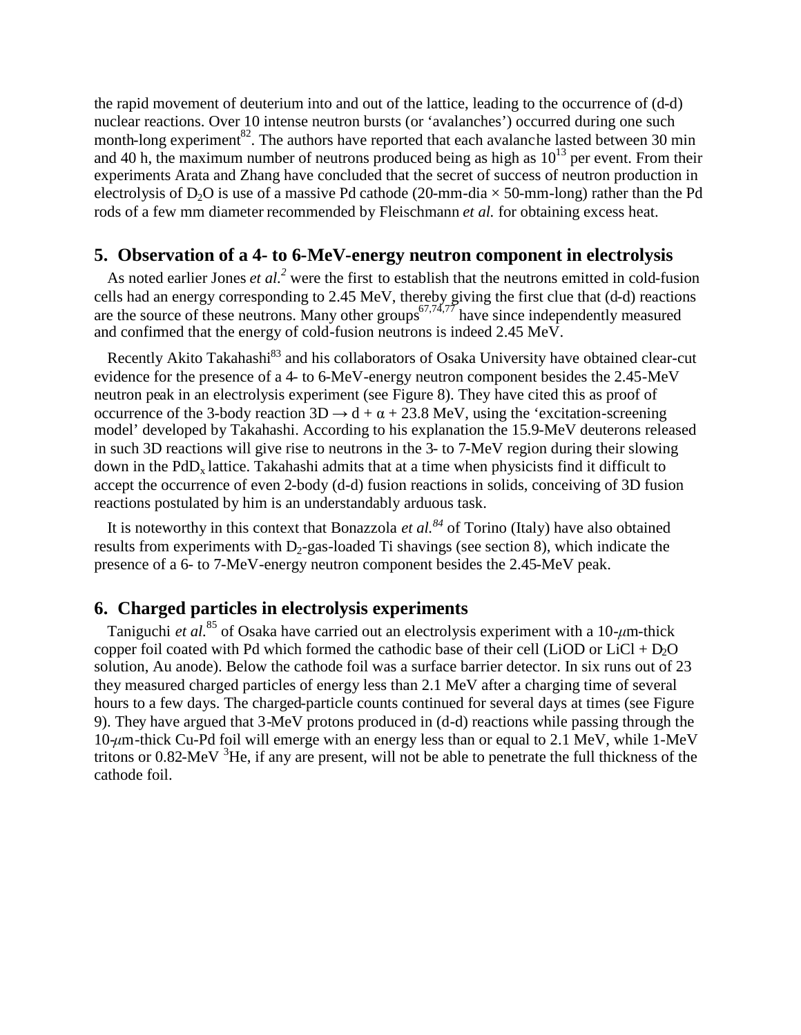the rapid movement of deuterium into and out of the lattice, leading to the occurrence of (d-d) nuclear reactions. Over 10 intense neutron bursts (or 'avalanches') occurred during one such month-long experiment[82]. The authors have reported that each avalanche lasted between 30 min and 40 h, the maximum number of neutrons produced being as high as $10^{13}$ per event. From their experiments Arata and Zhang have concluded that the secret of success of neutron production in electrolysis of $D_2O$ is use of a massive Pd cathode (20-mm-dia × 50-mm-long) rather than the Pd rods of a few mm diameter recommended by Fleischmann *et al.* for obtaining excess heat.

## 5. Observation of a 4- to 6-MeV-energy neutron component in electrolysis

As noted earlier Jones *et al.*[2] were the first to establish that the neutrons emitted in cold-fusion cells had an energy corresponding to 2.45 MeV, thereby giving the first clue that (d-d) reactions are the source of these neutrons. Many other groups[67,74,77] have since independently measured and confirmed that the energy of cold-fusion neutrons is indeed 2.45 MeV.

Recently Akito Takahashi[83] and his collaborators of Osaka University have obtained clear-cut evidence for the presence of a 4- to 6-MeV-energy neutron component besides the 2.45-MeV neutron peak in an electrolysis experiment (see Figure 8). They have cited this as proof of occurrence of the 3-body reaction $3D \rightarrow d + \alpha + 23.8$ MeV, using the 'excitation-screening model' developed by Takahashi. According to his explanation the 15.9-MeV deuterons released in such 3D reactions will give rise to neutrons in the 3- to 7-MeV region during their slowing down in the $PdD_x$ lattice. Takahashi admits that at a time when physicists find it difficult to accept the occurrence of even 2-body (d-d) fusion reactions in solids, conceiving of 3D fusion reactions postulated by him is an understandably arduous task.

It is noteworthy in this context that Bonazzola *et al.*[84] of Torino (Italy) have also obtained results from experiments with $D_2$-gas-loaded Ti shavings (see section 8), which indicate the presence of a 6- to 7-MeV-energy neutron component besides the 2.45-MeV peak.

## 6. Charged particles in electrolysis experiments

Taniguchi *et al.*[85] of Osaka have carried out an electrolysis experiment with a 10-$\mu$m-thick copper foil coated with Pd which formed the cathodic base of their cell (LiOD or LiCl + $D_2O$ solution, Au anode). Below the cathode foil was a surface barrier detector. In six runs out of 23 they measured charged particles of energy less than 2.1 MeV after a charging time of several hours to a few days. The charged-particle counts continued for several days at times (see Figure 9). They have argued that 3-MeV protons produced in (d-d) reactions while passing through the 10-$\mu$m-thick Cu-Pd foil will emerge with an energy less than or equal to 2.1 MeV, while 1-MeV tritons or 0.82-MeV $^3$He, if any are present, will not be able to penetrate the full thickness of the cathode foil.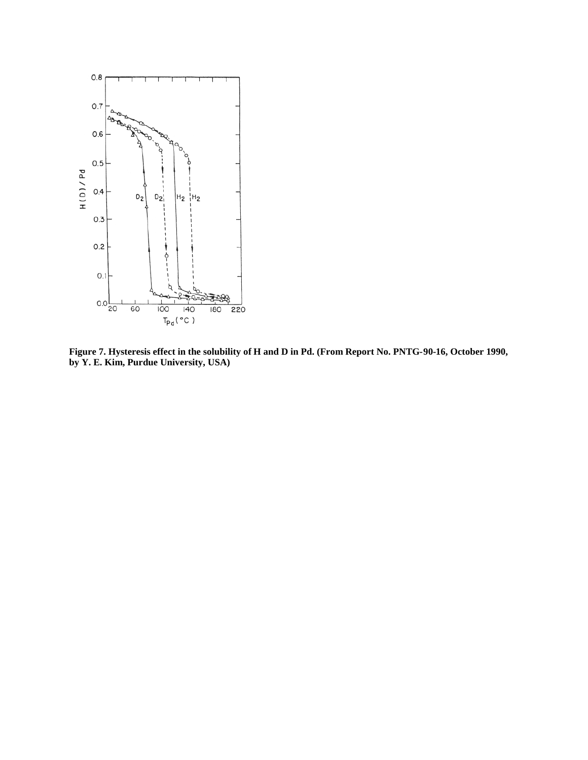**Figure 7. Hysteresis effect in the solubility of H and D in Pd. (From Report No. PNTG-90-16, October 1990, by Y. E. Kim, Purdue University, USA)**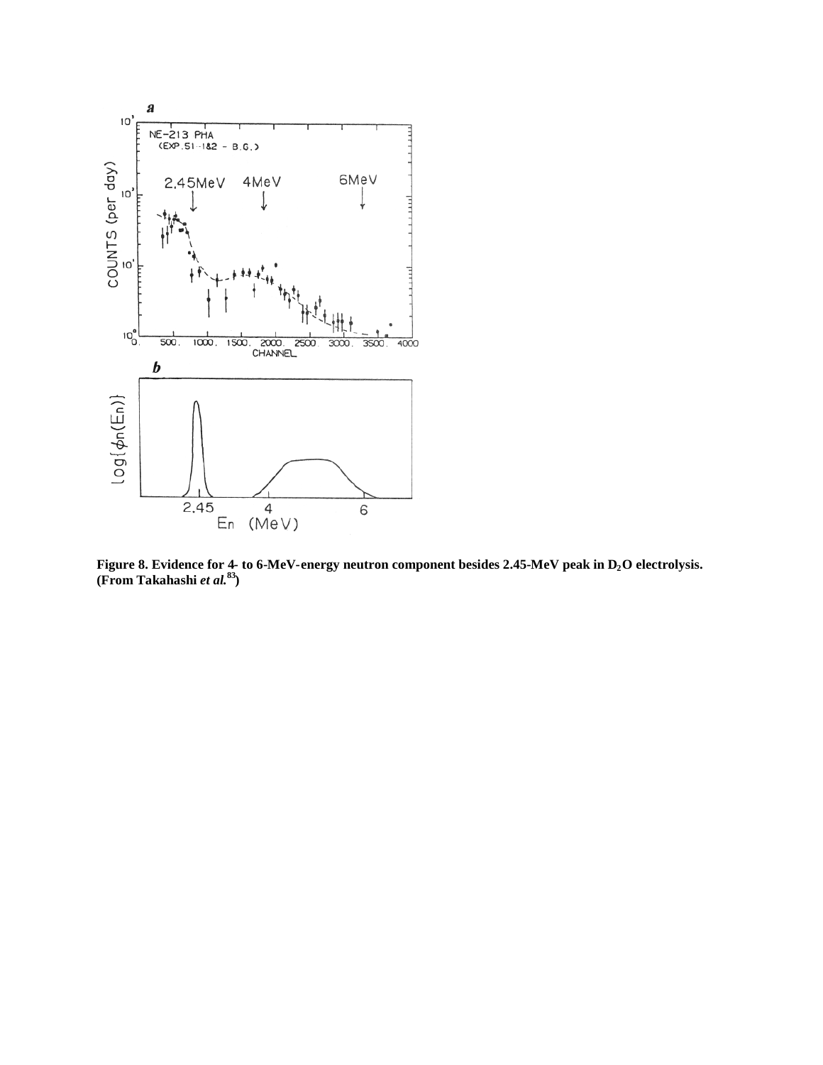**Figure 8. Evidence for 4- to 6-MeV-energy neutron component besides 2.45-MeV peak in $D_2O$ electrolysis. (From Takahashi *et al.*[83])**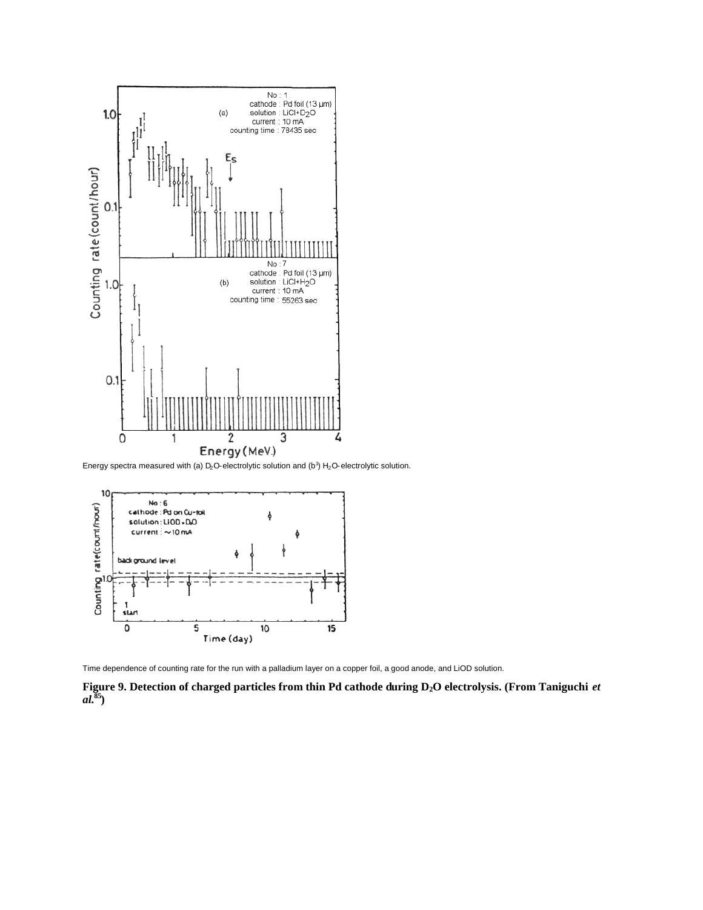Energy spectra measured with (a) $D_2O$-electrolytic solution and (b[1]) $H_2O$-electrolytic solution.

Time dependence of counting rate for the run with a palladium layer on a copper foil, a good anode, and LiOD solution.

**Figure 9. Detection of charged particles from thin Pd cathode during $D_2O$ electrolysis. (From Taniguchi *et al.*[85])**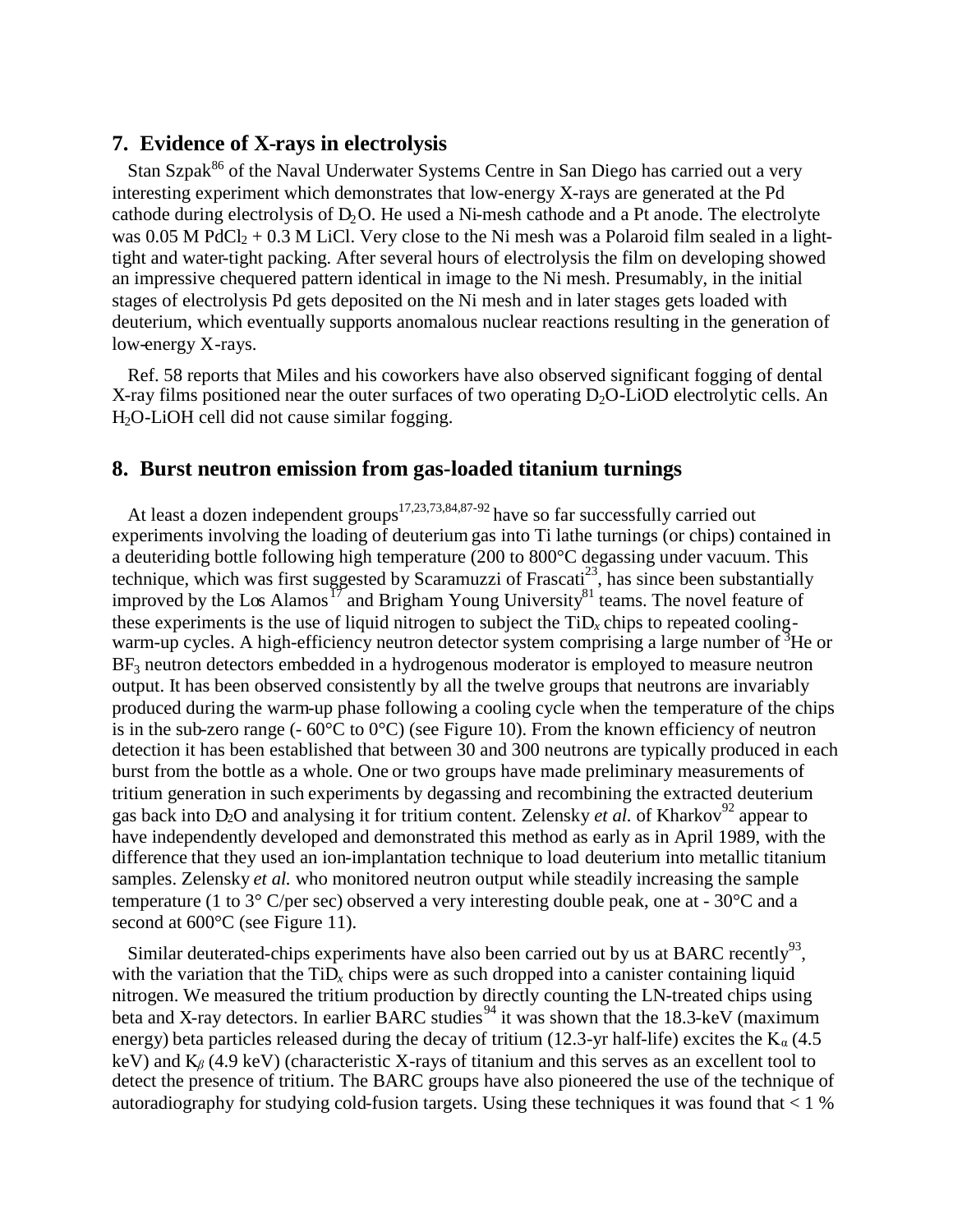## 7. Evidence of X-rays in electrolysis

Stan Szpak[86] of the Naval Underwater Systems Centre in San Diego has carried out a very interesting experiment which demonstrates that low-energy X-rays are generated at the Pd cathode during electrolysis of $D_2O$. He used a Ni-mesh cathode and a Pt anode. The electrolyte was 0.05 M $PdCl_2$ + 0.3 M LiCl. Very close to the Ni mesh was a Polaroid film sealed in a light-tight and water-tight packing. After several hours of electrolysis the film on developing showed an impressive chequered pattern identical in image to the Ni mesh. Presumably, in the initial stages of electrolysis Pd gets deposited on the Ni mesh and in later stages gets loaded with deuterium, which eventually supports anomalous nuclear reactions resulting in the generation of low-energy X-rays.

Ref. 58 reports that Miles and his coworkers have also observed significant fogging of dental X-ray films positioned near the outer surfaces of two operating $D_2O$-LiOD electrolytic cells. An $H_2O$-LiOH cell did not cause similar fogging.

## 8. Burst neutron emission from gas-loaded titanium turnings

At least a dozen independent groups[17,23,73,84,87-92] have so far successfully carried out experiments involving the loading of deuterium gas into Ti lathe turnings (or chips) contained in a deuteriding bottle following high temperature (200 to 800°C degassing under vacuum. This technique, which was first suggested by Scaramuzzi of Frascati[23], has since been substantially improved by the Los Alamos[17] and Brigham Young University[81] teams. The novel feature of these experiments is the use of liquid nitrogen to subject the $TiD_x$ chips to repeated cooling-warm-up cycles. A high-efficiency neutron detector system comprising a large number of $^3$He or $BF_3$ neutron detectors embedded in a hydrogenous moderator is employed to measure neutron output. It has been observed consistently by all the twelve groups that neutrons are invariably produced during the warm-up phase following a cooling cycle when the temperature of the chips is in the sub-zero range (- 60°C to 0°C) (see Figure 10). From the known efficiency of neutron detection it has been established that between 30 and 300 neutrons are typically produced in each burst from the bottle as a whole. One or two groups have made preliminary measurements of tritium generation in such experiments by degassing and recombining the extracted deuterium gas back into $D_2O$ and analysing it for tritium content. Zelensky *et al.* of Kharkov[92] appear to have independently developed and demonstrated this method as early as in April 1989, with the difference that they used an ion-implantation technique to load deuterium into metallic titanium samples. Zelensky *et al.* who monitored neutron output while steadily increasing the sample temperature (1 to 3° C/per sec) observed a very interesting double peak, one at - 30°C and a second at 600°C (see Figure 11).

Similar deuterated-chips experiments have also been carried out by us at BARC recently[93], with the variation that the $TiD_x$ chips were as such dropped into a canister containing liquid nitrogen. We measured the tritium production by directly counting the LN-treated chips using beta and X-ray detectors. In earlier BARC studies[94] it was shown that the 18.3-keV (maximum energy) beta particles released during the decay of tritium (12.3-yr half-life) excites the $K_\alpha$ (4.5 keV) and $K_\beta$ (4.9 keV) (characteristic X-rays of titanium and this serves as an excellent tool to detect the presence of tritium. The BARC groups have also pioneered the use of the technique of autoradiography for studying cold-fusion targets. Using these techniques it was found that < 1 %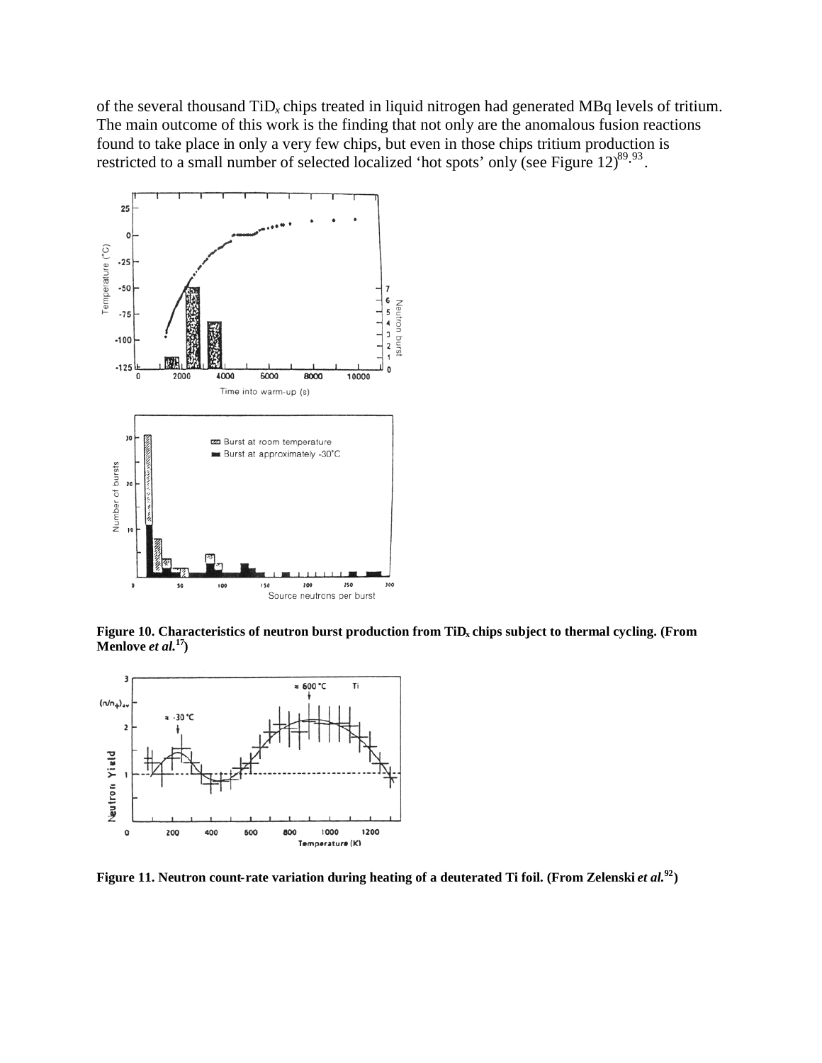of the several thousand $TiD_x$ chips treated in liquid nitrogen had generated MBq levels of tritium. The main outcome of this work is the finding that not only are the anomalous fusion reactions found to take place in only a very few chips, but even in those chips tritium production is restricted to a small number of selected localized 'hot spots' only (see Figure 12)[89,93].

**Figure 10. Characteristics of neutron burst production from $TiD_x$ chips subject to thermal cycling. (From Menlove *et al.*[17])**

**Figure 11. Neutron count-rate variation during heating of a deuterated Ti foil. (From Zelenski *et al.*[92])**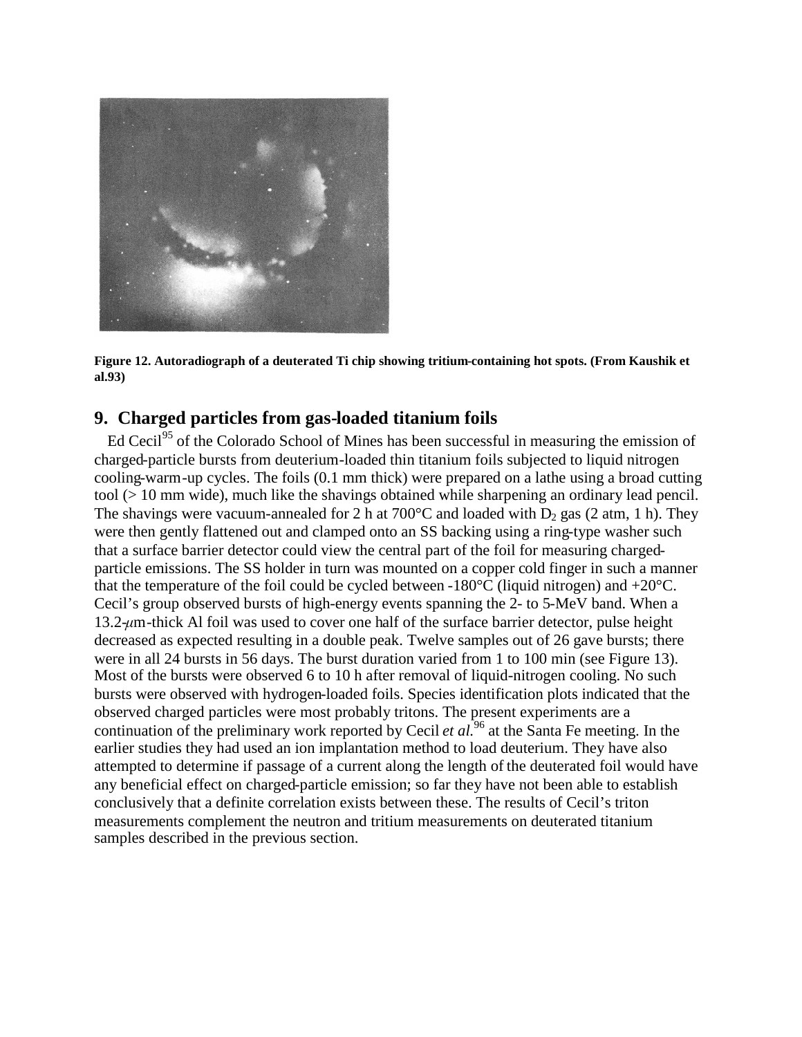**Figure 12. Autoradiograph of a deuterated Ti chip showing tritium-containing hot spots. (From Kaushik et al.93)**

## 9. Charged particles from gas-loaded titanium foils

Ed Cecil[95] of the Colorado School of Mines has been successful in measuring the emission of charged-particle bursts from deuterium-loaded thin titanium foils subjected to liquid nitrogen cooling-warm-up cycles. The foils (0.1 mm thick) were prepared on a lathe using a broad cutting tool (> 10 mm wide), much like the shavings obtained while sharpening an ordinary lead pencil. The shavings were vacuum-annealed for 2 h at 700°C and loaded with $D_2$ gas (2 atm, 1 h). They were then gently flattened out and clamped onto an SS backing using a ring-type washer such that a surface barrier detector could view the central part of the foil for measuring charged-particle emissions. The SS holder in turn was mounted on a copper cold finger in such a manner that the temperature of the foil could be cycled between -180°C (liquid nitrogen) and +20°C. Cecil's group observed bursts of high-energy events spanning the 2- to 5-MeV band. When a 13.2-$\mu$m-thick Al foil was used to cover one half of the surface barrier detector, pulse height decreased as expected resulting in a double peak. Twelve samples out of 26 gave bursts; there were in all 24 bursts in 56 days. The burst duration varied from 1 to 100 min (see Figure 13). Most of the bursts were observed 6 to 10 h after removal of liquid-nitrogen cooling. No such bursts were observed with hydrogen-loaded foils. Species identification plots indicated that the observed charged particles were most probably tritons. The present experiments are a continuation of the preliminary work reported by Cecil *et al.*[96] at the Santa Fe meeting. In the earlier studies they had used an ion implantation method to load deuterium. They have also attempted to determine if passage of a current along the length of the deuterated foil would have any beneficial effect on charged-particle emission; so far they have not been able to establish conclusively that a definite correlation exists between these. The results of Cecil's triton measurements complement the neutron and tritium measurements on deuterated titanium samples described in the previous section.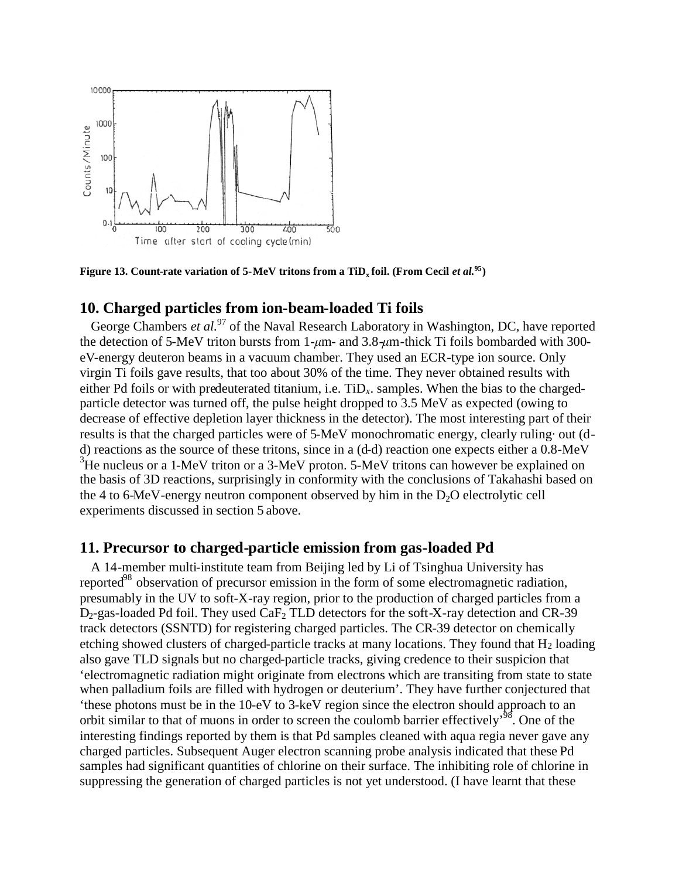Figure 13. Count-rate variation of 5-MeV tritons from a $TiD_x$ foil. (From Cecil *et al.*[95])

## 10. Charged particles from ion-beam-loaded Ti foils

George Chambers *et al.*[97] of the Naval Research Laboratory in Washington, DC, have reported the detection of 5-MeV triton bursts from 1-$\mu$m- and 3.8-$\mu$m-thick Ti foils bombarded with 300-eV-energy deuteron beams in a vacuum chamber. They used an ECR-type ion source. Only virgin Ti foils gave results, that too about 30% of the time. They never obtained results with either Pd foils or with predeuterated titanium, i.e. $TiD_x$. samples. When the bias to the charged-particle detector was turned off, the pulse height dropped to 3.5 MeV as expected (owing to decrease of effective depletion layer thickness in the detector). The most interesting part of their results is that the charged particles were of 5-MeV monochromatic energy, clearly ruling· out (d-d) reactions as the source of these tritons, since in a (d-d) reaction one expects either a 0.8-MeV $^3$He nucleus or a 1-MeV triton or a 3-MeV proton. 5-MeV tritons can however be explained on the basis of 3D reactions, surprisingly in conformity with the conclusions of Takahashi based on the 4 to 6-MeV-energy neutron component observed by him in the $D_2O$ electrolytic cell experiments discussed in section 5 above.

## 11. Precursor to charged-particle emission from gas-loaded Pd

A 14-member multi-institute team from Beijing led by Li of Tsinghua University has reported[98] observation of precursor emission in the form of some electromagnetic radiation, presumably in the UV to soft-X-ray region, prior to the production of charged particles from a $D_2$-gas-loaded Pd foil. They used $CaF_2$ TLD detectors for the soft-X-ray detection and CR-39 track detectors (SSNTD) for registering charged particles. The CR-39 detector on chemically etching showed clusters of charged-particle tracks at many locations. They found that $H_2$ loading also gave TLD signals but no charged-particle tracks, giving credence to their suspicion that 'electromagnetic radiation might originate from electrons which are transiting from state to state when palladium foils are filled with hydrogen or deuterium'. They have further conjectured that 'these photons must be in the 10-eV to 3-keV region since the electron should approach to an orbit similar to that of muons in order to screen the coulomb barrier effectively'[98]. One of the interesting findings reported by them is that Pd samples cleaned with aqua regia never gave any charged particles. Subsequent Auger electron scanning probe analysis indicated that these Pd samples had significant quantities of chlorine on their surface. The inhibiting role of chlorine in suppressing the generation of charged particles is not yet understood. (I have learnt that these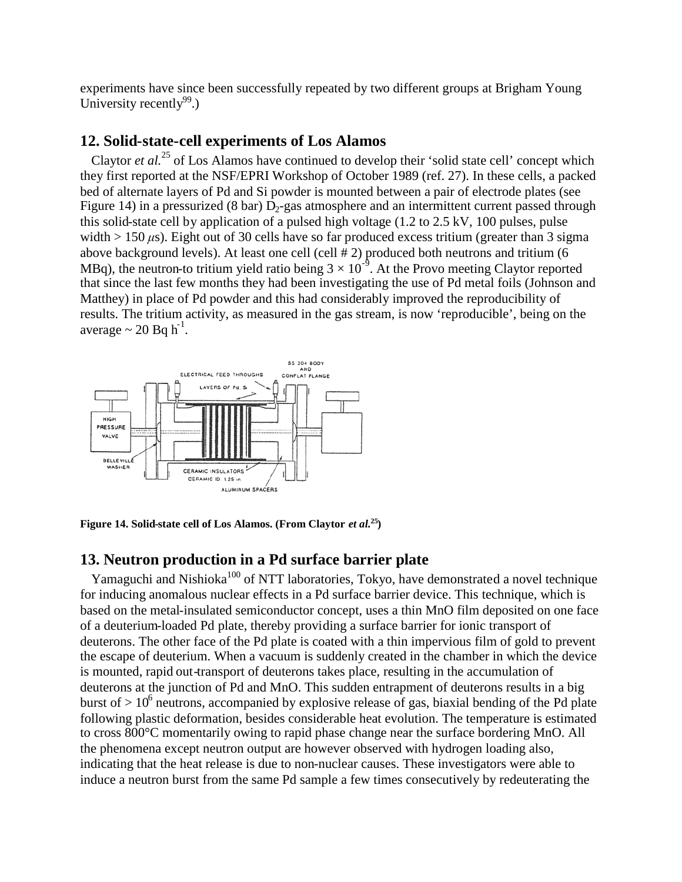experiments have since been successfully repeated by two different groups at Brigham Young University recently[99].)

## 12. Solid-state-cell experiments of Los Alamos

Claytor *et al.*[25] of Los Alamos have continued to develop their 'solid state cell' concept which they first reported at the NSF/EPRI Workshop of October 1989 (ref. 27). In these cells, a packed bed of alternate layers of Pd and Si powder is mounted between a pair of electrode plates (see Figure 14) in a pressurized (8 bar) $D_2$-gas atmosphere and an intermittent current passed through this solid-state cell by application of a pulsed high voltage (1.2 to 2.5 kV, 100 pulses, pulse width > 150 $\mu$s). Eight out of 30 cells have so far produced excess tritium (greater than 3 sigma above background levels). At least one cell (cell # 2) produced both neutrons and tritium (6 MBq), the neutron-to tritium yield ratio being $3 \times 10^{-9}$. At the Provo meeting Claytor reported that since the last few months they had been investigating the use of Pd metal foils (Johnson and Matthey) in place of Pd powder and this had considerably improved the reproducibility of results. The tritium activity, as measured in the gas stream, is now 'reproducible', being on the average ~ 20 Bq $h^{-1}$.

**Figure 14. Solid-state cell of Los Alamos. (From Claytor *et al.*[25])**

## 13. Neutron production in a Pd surface barrier plate

Yamaguchi and Nishioka[100] of NTT laboratories, Tokyo, have demonstrated a novel technique for inducing anomalous nuclear effects in a Pd surface barrier device. This technique, which is based on the metal-insulated semiconductor concept, uses a thin MnO film deposited on one face of a deuterium-loaded Pd plate, thereby providing a surface barrier for ionic transport of deuterons. The other face of the Pd plate is coated with a thin impervious film of gold to prevent the escape of deuterium. When a vacuum is suddenly created in the chamber in which the device is mounted, rapid out-transport of deuterons takes place, resulting in the accumulation of deuterons at the junction of Pd and MnO. This sudden entrapment of deuterons results in a big burst of > $10^6$ neutrons, accompanied by explosive release of gas, biaxial bending of the Pd plate following plastic deformation, besides considerable heat evolution. The temperature is estimated to cross 800°C momentarily owing to rapid phase change near the surface bordering MnO. All the phenomena except neutron output are however observed with hydrogen loading also, indicating that the heat release is due to non-nuclear causes. These investigators were able to induce a neutron burst from the same Pd sample a few times consecutively by redeuterating the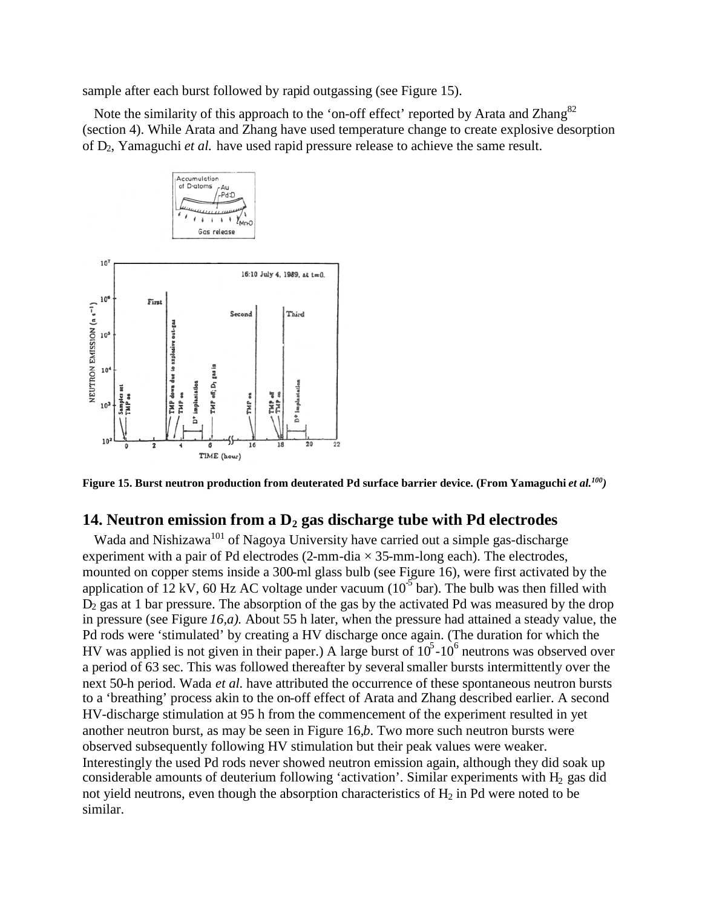sample after each burst followed by rapid outgassing (see Figure 15).

Note the similarity of this approach to the 'on-off effect' reported by Arata and Zhang[82] (section 4). While Arata and Zhang have used temperature change to create explosive desorption of $D_2$, Yamaguchi *et al.* have used rapid pressure release to achieve the same result.

**Figure 15. Burst neutron production from deuterated Pd surface barrier device. (From Yamaguchi *et al.*[100])**

## 14. Neutron emission from a $D_2$ gas discharge tube with Pd electrodes

Wada and Nishizawa[101] of Nagoya University have carried out a simple gas-discharge experiment with a pair of Pd electrodes (2-mm-dia × 35-mm-long each). The electrodes, mounted on copper stems inside a 300-ml glass bulb (see Figure 16), were first activated by the application of 12 kV, 60 Hz AC voltage under vacuum ($10^{-5}$ bar). The bulb was then filled with $D_2$ gas at 1 bar pressure. The absorption of the gas by the activated Pd was measured by the drop in pressure (see Figure *16,a).* About 55 h later, when the pressure had attained a steady value, the Pd rods were 'stimulated' by creating a HV discharge once again. (The duration for which the HV was applied is not given in their paper.) A large burst of $10^5$-$10^6$ neutrons was observed over a period of 63 sec. This was followed thereafter by several smaller bursts intermittently over the next 50-h period. Wada *et al.* have attributed the occurrence of these spontaneous neutron bursts to a 'breathing' process akin to the on-off effect of Arata and Zhang described earlier. A second HV-discharge stimulation at 95 h from the commencement of the experiment resulted in yet another neutron burst, as may be seen in Figure 16,*b*. Two more such neutron bursts were observed subsequently following HV stimulation but their peak values were weaker. Interestingly the used Pd rods never showed neutron emission again, although they did soak up considerable amounts of deuterium following 'activation'. Similar experiments with $H_2$ gas did not yield neutrons, even though the absorption characteristics of $H_2$ in Pd were noted to be similar.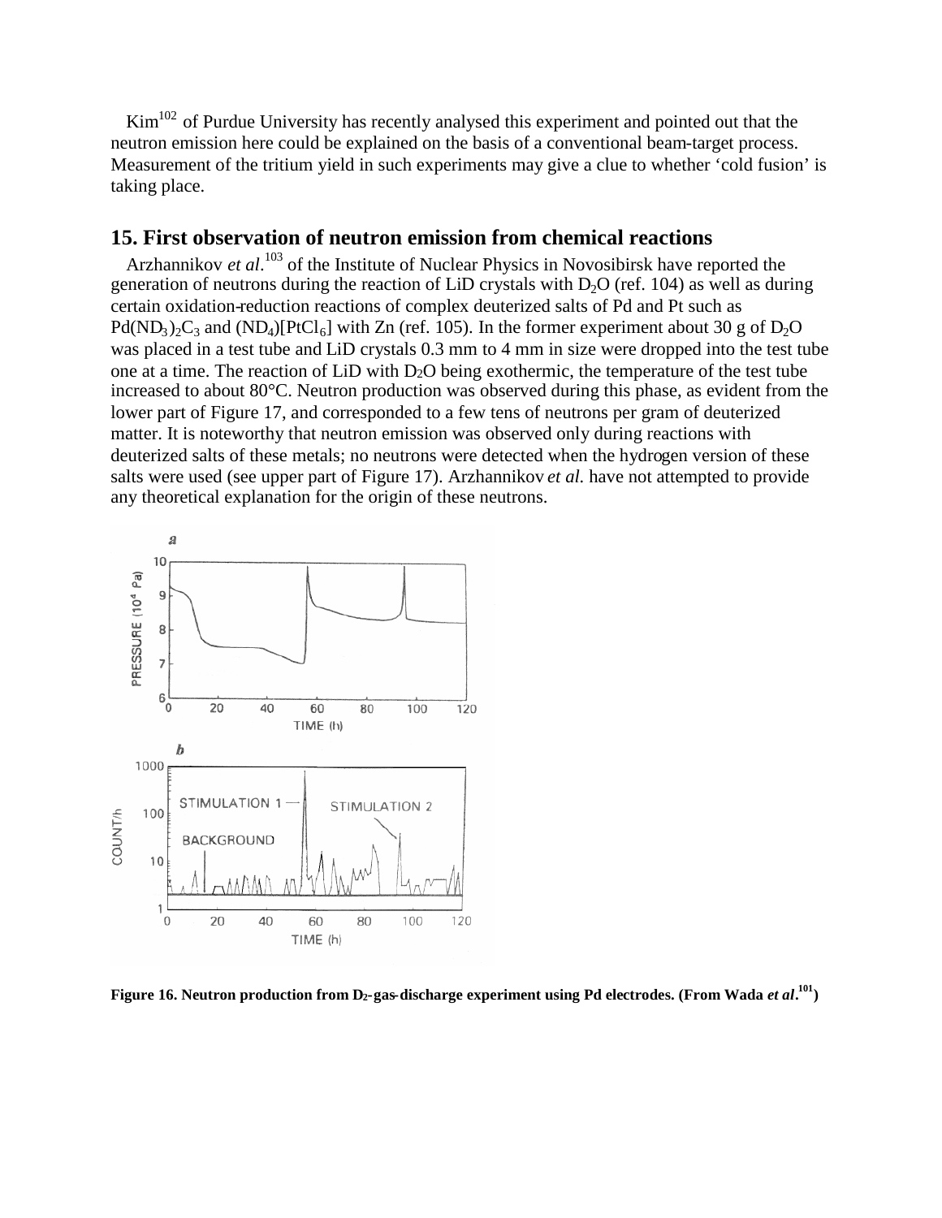Kim[102] of Purdue University has recently analysed this experiment and pointed out that the neutron emission here could be explained on the basis of a conventional beam-target process. Measurement of the tritium yield in such experiments may give a clue to whether 'cold fusion' is taking place.

## 15. First observation of neutron emission from chemical reactions

Arzhannikov *et al*.[103] of the Institute of Nuclear Physics in Novosibirsk have reported the generation of neutrons during the reaction of LiD crystals with $D_2O$ (ref. 104) as well as during certain oxidation-reduction reactions of complex deuterized salts of Pd and Pt such as $Pd(ND_3)_2C_3$ and $(ND_4)[PtCl_6]$ with Zn (ref. 105). In the former experiment about 30 g of $D_2O$ was placed in a test tube and LiD crystals 0.3 mm to 4 mm in size were dropped into the test tube one at a time. The reaction of LiD with $D_2O$ being exothermic, the temperature of the test tube increased to about 80°C. Neutron production was observed during this phase, as evident from the lower part of Figure 17, and corresponded to a few tens of neutrons per gram of deuterized matter. It is noteworthy that neutron emission was observed only during reactions with deuterized salts of these metals; no neutrons were detected when the hydrogen version of these salts were used (see upper part of Figure 17). Arzhannikov *et al.* have not attempted to provide any theoretical explanation for the origin of these neutrons.

**Figure 16. Neutron production from $D_2$-gas-discharge experiment using Pd electrodes. (From Wada *et al*.[101])**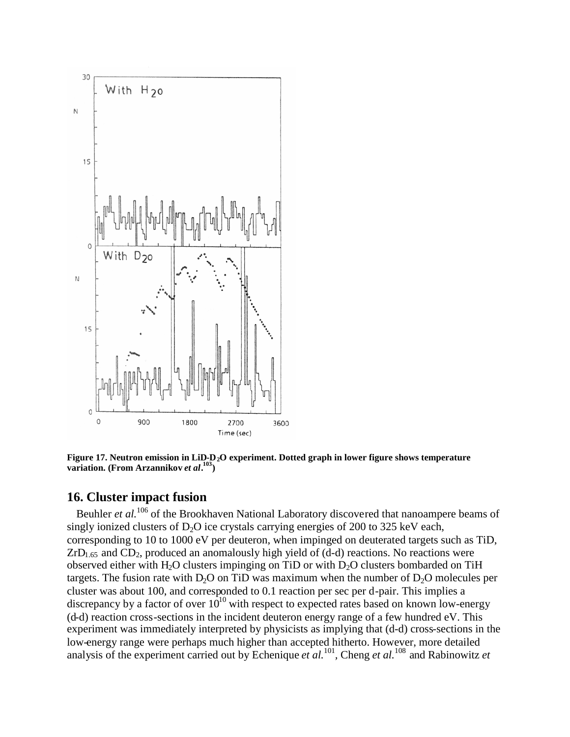**Figure 17. Neutron emission in LiD-$D_2O$ experiment. Dotted graph in lower figure shows temperature variation. (From Arzannikov *et al*.[103])**

## 16. Cluster impact fusion

Beuhler *et al.*[106] of the Brookhaven National Laboratory discovered that nanoampere beams of singly ionized clusters of $D_2O$ ice crystals carrying energies of 200 to 325 keV each, corresponding to 10 to 1000 eV per deuteron, when impinged on deuterated targets such as TiD, $ZrD_{1.65}$ and $CD_2$, produced an anomalously high yield of (d-d) reactions. No reactions were observed either with $H_2O$ clusters impinging on TiD or with $D_2O$ clusters bombarded on TiH targets. The fusion rate with $D_2O$ on TiD was maximum when the number of $D_2O$ molecules per cluster was about 100, and corresponded to 0.1 reaction per sec per d-pair. This implies a discrepancy by a factor of over $10^{10}$ with respect to expected rates based on known low-energy (d-d) reaction cross-sections in the incident deuteron energy range of a few hundred eV. This experiment was immediately interpreted by physicists as implying that (d-d) cross-sections in the low-energy range were perhaps much higher than accepted hitherto. However, more detailed analysis of the experiment carried out by Echenique *et al.*[101], Cheng *et al.*[108] and Rabinowitz *et*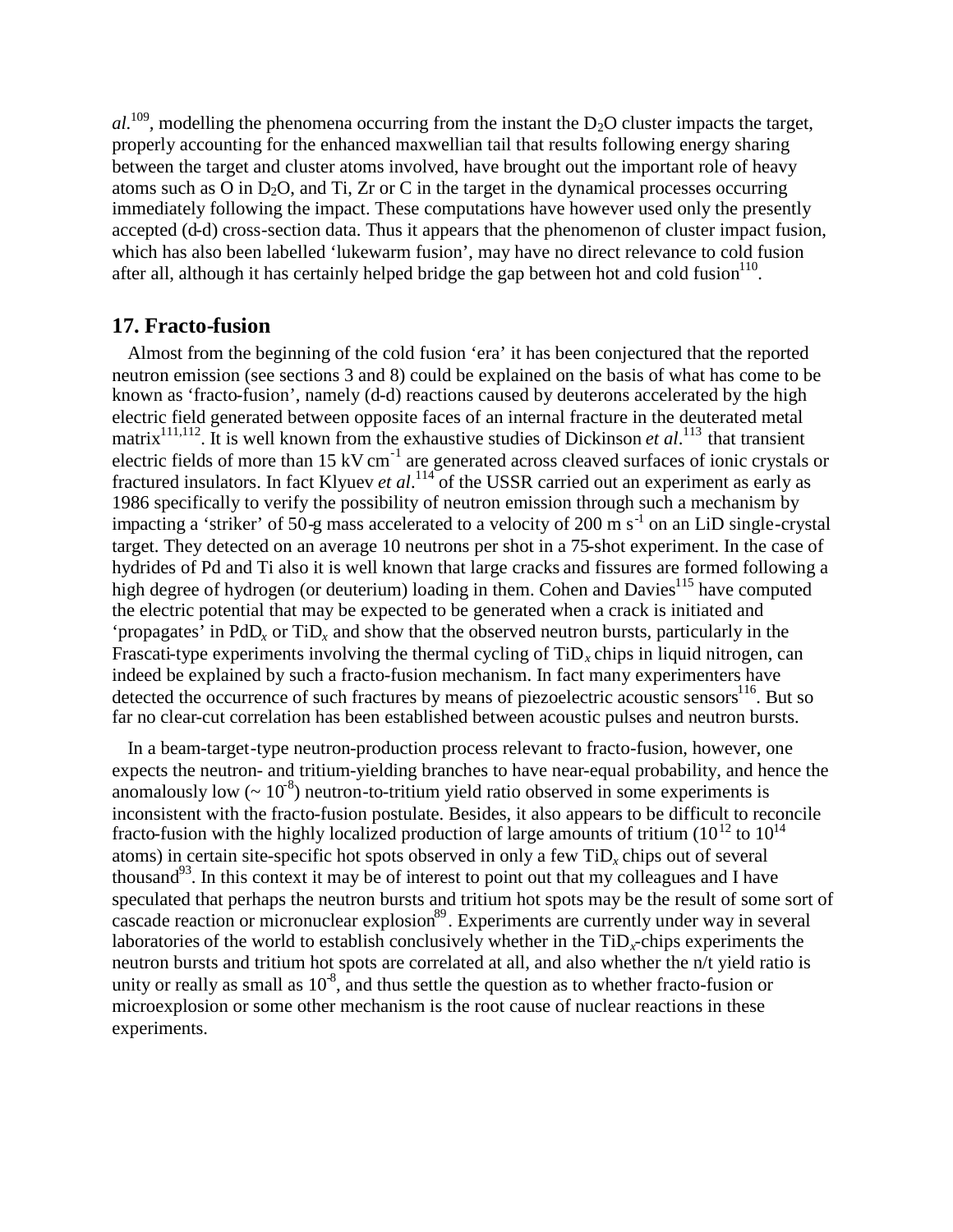*al.*[109], modelling the phenomena occurring from the instant the $D_2O$ cluster impacts the target, properly accounting for the enhanced maxwellian tail that results following energy sharing between the target and cluster atoms involved, have brought out the important role of heavy atoms such as O in $D_2O$, and Ti, Zr or C in the target in the dynamical processes occurring immediately following the impact. These computations have however used only the presently accepted (d-d) cross-section data. Thus it appears that the phenomenon of cluster impact fusion, which has also been labelled 'lukewarm fusion', may have no direct relevance to cold fusion after all, although it has certainly helped bridge the gap between hot and cold fusion[110].

## 17. Fracto-fusion

Almost from the beginning of the cold fusion 'era' it has been conjectured that the reported neutron emission (see sections 3 and 8) could be explained on the basis of what has come to be known as 'fracto-fusion', namely (d-d) reactions caused by deuterons accelerated by the high electric field generated between opposite faces of an internal fracture in the deuterated metal matrix[111,112]. It is well known from the exhaustive studies of Dickinson *et al*.[113] that transient electric fields of more than 15 kV $cm^{-1}$ are generated across cleaved surfaces of ionic crystals or fractured insulators. In fact Klyuev *et al*.[114] of the USSR carried out an experiment as early as 1986 specifically to verify the possibility of neutron emission through such a mechanism by impacting a 'striker' of 50-g mass accelerated to a velocity of 200 m $s^{-1}$ on an LiD single-crystal target. They detected on an average 10 neutrons per shot in a 75-shot experiment. In the case of hydrides of Pd and Ti also it is well known that large cracks and fissures are formed following a high degree of hydrogen (or deuterium) loading in them. Cohen and Davies[115] have computed the electric potential that may be expected to be generated when a crack is initiated and 'propagates' in $PdD_x$ or $TiD_x$ and show that the observed neutron bursts, particularly in the Frascati-type experiments involving the thermal cycling of $TiD_x$ chips in liquid nitrogen, can indeed be explained by such a fracto-fusion mechanism. In fact many experimenters have detected the occurrence of such fractures by means of piezoelectric acoustic sensors[116]. But so far no clear-cut correlation has been established between acoustic pulses and neutron bursts.

In a beam-target-type neutron-production process relevant to fracto-fusion, however, one expects the neutron- and tritium-yielding branches to have near-equal probability, and hence the anomalously low (~ $10^{-8}$) neutron-to-tritium yield ratio observed in some experiments is inconsistent with the fracto-fusion postulate. Besides, it also appears to be difficult to reconcile fracto-fusion with the highly localized production of large amounts of tritium ($10^{12}$ to $10^{14}$ atoms) in certain site-specific hot spots observed in only a few $TiD_x$ chips out of several thousand[93]. In this context it may be of interest to point out that my colleagues and I have speculated that perhaps the neutron bursts and tritium hot spots may be the result of some sort of cascade reaction or micronuclear explosion[89]. Experiments are currently under way in several laboratories of the world to establish conclusively whether in the $TiD_x$-chips experiments the neutron bursts and tritium hot spots are correlated at all, and also whether the n/t yield ratio is unity or really as small as $10^{-8}$, and thus settle the question as to whether fracto-fusion or microexplosion or some other mechanism is the root cause of nuclear reactions in these experiments.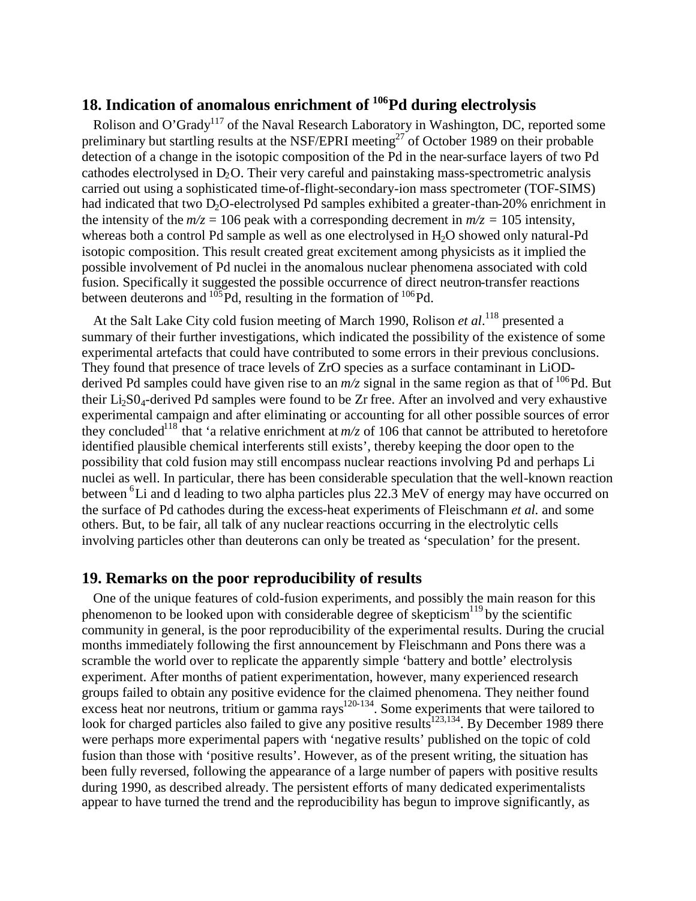## 18. Indication of anomalous enrichment of $^{106}$Pd during electrolysis

Rolison and O'Grady[117] of the Naval Research Laboratory in Washington, DC, reported some preliminary but startling results at the NSF/EPRI meeting[27] of October 1989 on their probable detection of a change in the isotopic composition of the Pd in the near-surface layers of two Pd cathodes electrolysed in $D_2O$. Their very careful and painstaking mass-spectrometric analysis carried out using a sophisticated time-of-flight-secondary-ion mass spectrometer (TOF-SIMS) had indicated that two $D_2O$-electrolysed Pd samples exhibited a greater-than-20% enrichment in the intensity of the $m/z = 106$ peak with a corresponding decrement in $m/z = 105$ intensity, whereas both a control Pd sample as well as one electrolysed in $H_2O$ showed only natural-Pd isotopic composition. This result created great excitement among physicists as it implied the possible involvement of Pd nuclei in the anomalous nuclear phenomena associated with cold fusion. Specifically it suggested the possible occurrence of direct neutron-transfer reactions between deuterons and $^{105}$Pd, resulting in the formation of $^{106}$Pd.

At the Salt Lake City cold fusion meeting of March 1990, Rolison *et al*.[118] presented a summary of their further investigations, which indicated the possibility of the existence of some experimental artefacts that could have contributed to some errors in their previous conclusions. They found that presence of trace levels of ZrO species as a surface contaminant in LiOD-derived Pd samples could have given rise to an $m/z$ signal in the same region as that of $^{106}$Pd. But their $Li_2S0_4$-derived Pd samples were found to be Zr free. After an involved and very exhaustive experimental campaign and after eliminating or accounting for all other possible sources of error they concluded[118] that 'a relative enrichment at $m/z$ of 106 that cannot be attributed to heretofore identified plausible chemical interferents still exists', thereby keeping the door open to the possibility that cold fusion may still encompass nuclear reactions involving Pd and perhaps Li nuclei as well. In particular, there has been considerable speculation that the well-known reaction between $^6$Li and d leading to two alpha particles plus 22.3 MeV of energy may have occurred on the surface of Pd cathodes during the excess-heat experiments of Fleischmann *et al.* and some others. But, to be fair, all talk of any nuclear reactions occurring in the electrolytic cells involving particles other than deuterons can only be treated as 'speculation' for the present.

## 19. Remarks on the poor reproducibility of results

One of the unique features of cold-fusion experiments, and possibly the main reason for this phenomenon to be looked upon with considerable degree of skepticism[119] by the scientific community in general, is the poor reproducibility of the experimental results. During the crucial months immediately following the first announcement by Fleischmann and Pons there was a scramble the world over to replicate the apparently simple 'battery and bottle' electrolysis experiment. After months of patient experimentation, however, many experienced research groups failed to obtain any positive evidence for the claimed phenomena. They neither found excess heat nor neutrons, tritium or gamma rays[120-134]. Some experiments that were tailored to look for charged particles also failed to give any positive results[123,134]. By December 1989 there were perhaps more experimental papers with 'negative results' published on the topic of cold fusion than those with 'positive results'. However, as of the present writing, the situation has been fully reversed, following the appearance of a large number of papers with positive results during 1990, as described already. The persistent efforts of many dedicated experimentalists appear to have turned the trend and the reproducibility has begun to improve significantly, as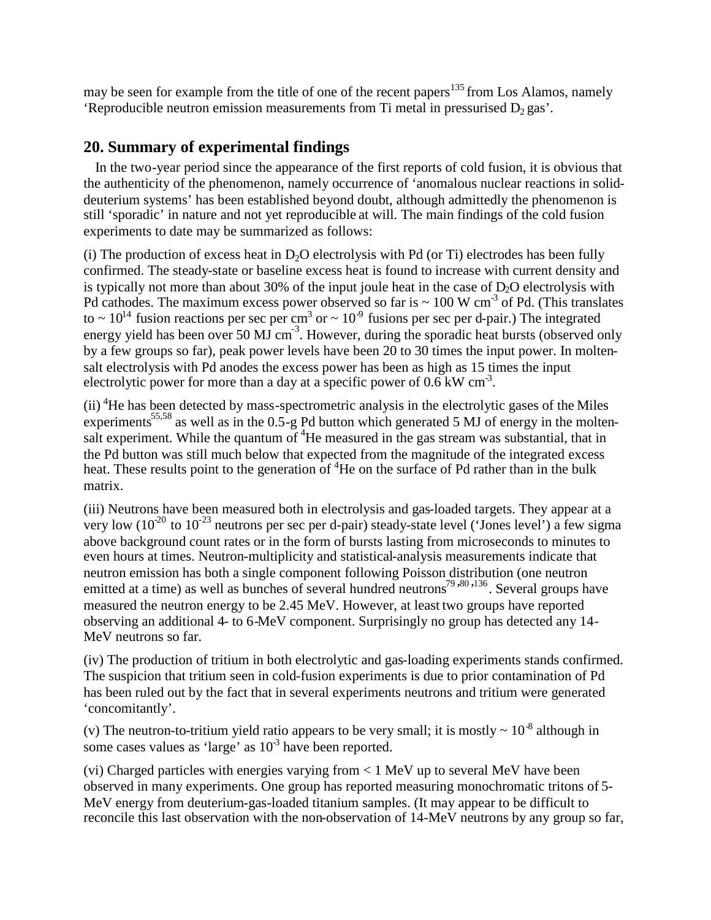may be seen for example from the title of one of the recent papers[135] from Los Alamos, namely 'Reproducible neutron emission measurements from Ti metal in pressurised $D_2$ gas'.

## 20. Summary of experimental findings

In the two-year period since the appearance of the first reports of cold fusion, it is obvious that the authenticity of the phenomenon, namely occurrence of 'anomalous nuclear reactions in solid-deuterium systems' has been established beyond doubt, although admittedly the phenomenon is still 'sporadic' in nature and not yet reproducible at will. The main findings of the cold fusion experiments to date may be summarized as follows:

(i) The production of excess heat in $D_2O$ electrolysis with Pd (or Ti) electrodes has been fully confirmed. The steady-state or baseline excess heat is found to increase with current density and is typically not more than about 30% of the input joule heat in the case of $D_2O$ electrolysis with Pd cathodes. The maximum excess power observed so far is ~ 100 W $cm^{-3}$ of Pd. (This translates to ~ $10^{14}$ fusion reactions per sec per $cm^3$ or ~ $10^{-9}$ fusions per sec per d-pair.) The integrated energy yield has been over 50 MJ $cm^{-3}$. However, during the sporadic heat bursts (observed only by a few groups so far), peak power levels have been 20 to 30 times the input power. In molten-salt electrolysis with Pd anodes the excess power has been as high as 15 times the input electrolytic power for more than a day at a specific power of 0.6 kW $cm^{-3}$.

(ii) $^4He$ has been detected by mass-spectrometric analysis in the electrolytic gases of the Miles experiments[55,58] as well as in the 0.5-g Pd button which generated 5 MJ of energy in the molten-salt experiment. While the quantum of $^4He$ measured in the gas stream was substantial, that in the Pd button was still much below that expected from the magnitude of the integrated excess heat. These results point to the generation of $^4He$ on the surface of Pd rather than in the bulk matrix.

(iii) Neutrons have been measured both in electrolysis and gas-loaded targets. They appear at a very low ($10^{-20}$ to $10^{-23}$ neutrons per sec per d-pair) steady-state level ('Jones level') a few sigma above background count rates or in the form of bursts lasting from microseconds to minutes to even hours at times. Neutron-multiplicity and statistical-analysis measurements indicate that neutron emission has both a single component following Poisson distribution (one neutron emitted at a time) as well as bunches of several hundred neutrons[79,80,136]. Several groups have measured the neutron energy to be 2.45 MeV. However, at least two groups have reported observing an additional 4- to 6-MeV component. Surprisingly no group has detected any 14-MeV neutrons so far.

(iv) The production of tritium in both electrolytic and gas-loading experiments stands confirmed. The suspicion that tritium seen in cold-fusion experiments is due to prior contamination of Pd has been ruled out by the fact that in several experiments neutrons and tritium were generated 'concomitantly'.

(v) The neutron-to-tritium yield ratio appears to be very small; it is mostly ~ $10^{-8}$ although in some cases values as 'large' as $10^{-3}$ have been reported.

(vi) Charged particles with energies varying from < 1 MeV up to several MeV have been observed in many experiments. One group has reported measuring monochromatic tritons of 5-MeV energy from deuterium-gas-loaded titanium samples. (It may appear to be difficult to reconcile this last observation with the non-observation of 14-MeV neutrons by any group so far,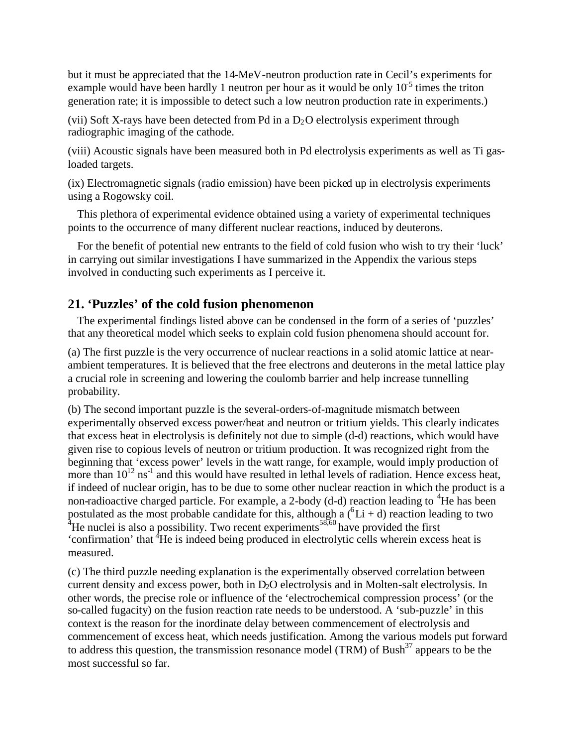but it must be appreciated that the 14-MeV-neutron production rate in Cecil's experiments for example would have been hardly 1 neutron per hour as it would be only $10^{-5}$ times the triton generation rate; it is impossible to detect such a low neutron production rate in experiments.)

(vii) Soft X-rays have been detected from Pd in a $D_2O$ electrolysis experiment through radiographic imaging of the cathode.

(viii) Acoustic signals have been measured both in Pd electrolysis experiments as well as Ti gas-loaded targets.

(ix) Electromagnetic signals (radio emission) have been picked up in electrolysis experiments using a Rogowsky coil.

This plethora of experimental evidence obtained using a variety of experimental techniques points to the occurrence of many different nuclear reactions, induced by deuterons.

For the benefit of potential new entrants to the field of cold fusion who wish to try their 'luck' in carrying out similar investigations I have summarized in the Appendix the various steps involved in conducting such experiments as I perceive it.

## 21. 'Puzzles' of the cold fusion phenomenon

The experimental findings listed above can be condensed in the form of a series of 'puzzles' that any theoretical model which seeks to explain cold fusion phenomena should account for.

(a) The first puzzle is the very occurrence of nuclear reactions in a solid atomic lattice at near-ambient temperatures. It is believed that the free electrons and deuterons in the metal lattice play a crucial role in screening and lowering the coulomb barrier and help increase tunnelling probability.

(b) The second important puzzle is the several-orders-of-magnitude mismatch between experimentally observed excess power/heat and neutron or tritium yields. This clearly indicates that excess heat in electrolysis is definitely not due to simple (d-d) reactions, which would have given rise to copious levels of neutron or tritium production. It was recognized right from the beginning that 'excess power' levels in the watt range, for example, would imply production of more than $10^{12}$ $ns^{-1}$ and this would have resulted in lethal levels of radiation. Hence excess heat, if indeed of nuclear origin, has to be due to some other nuclear reaction in which the product is a non-radioactive charged particle. For example, a 2-body (d-d) reaction leading to $^4He$ has been postulated as the most probable candidate for this, although a ($^6Li$ + d) reaction leading to two $^4He$ nuclei is also a possibility. Two recent experiments[58,60] have provided the first 'confirmation' that $^4He$ is indeed being produced in electrolytic cells wherein excess heat is measured.

(c) The third puzzle needing explanation is the experimentally observed correlation between current density and excess power, both in $D_2O$ electrolysis and in Molten-salt electrolysis. In other words, the precise role or influence of the 'electrochemical compression process' (or the so-called fugacity) on the fusion reaction rate needs to be understood. A 'sub-puzzle' in this context is the reason for the inordinate delay between commencement of electrolysis and commencement of excess heat, which needs justification. Among the various models put forward to address this question, the transmission resonance model (TRM) of Bush[37] appears to be the most successful so far.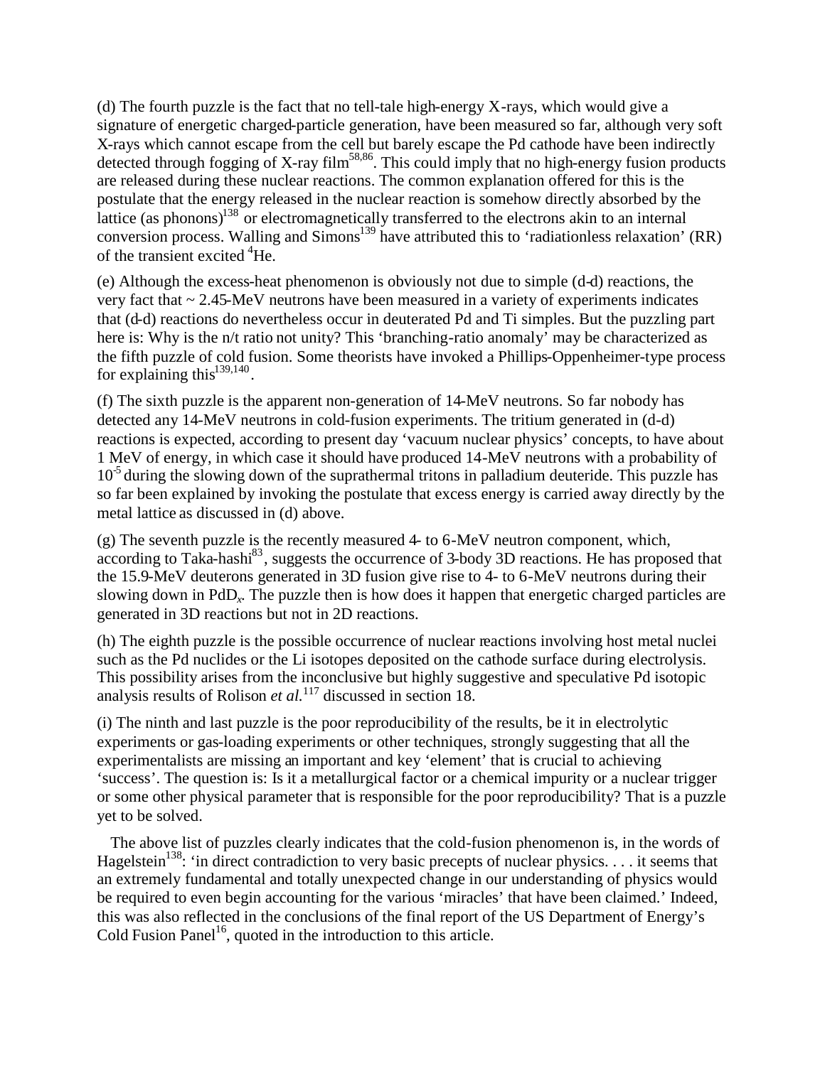(d) The fourth puzzle is the fact that no tell-tale high-energy X-rays, which would give a signature of energetic charged-particle generation, have been measured so far, although very soft X-rays which cannot escape from the cell but barely escape the Pd cathode have been indirectly detected through fogging of X-ray film[58,86]. This could imply that no high-energy fusion products are released during these nuclear reactions. The common explanation offered for this is the postulate that the energy released in the nuclear reaction is somehow directly absorbed by the lattice (as phonons)[138] or electromagnetically transferred to the electrons akin to an internal conversion process. Walling and Simons[139] have attributed this to 'radiationless relaxation' (RR) of the transient excited $^4$He.

(e) Although the excess-heat phenomenon is obviously not due to simple (d-d) reactions, the very fact that ~ 2.45-MeV neutrons have been measured in a variety of experiments indicates that (d-d) reactions do nevertheless occur in deuterated Pd and Ti simples. But the puzzling part here is: Why is the n/t ratio not unity? This 'branching-ratio anomaly' may be characterized as the fifth puzzle of cold fusion. Some theorists have invoked a Phillips-Oppenheimer-type process for explaining this[139,140].

(f) The sixth puzzle is the apparent non-generation of 14-MeV neutrons. So far nobody has detected any 14-MeV neutrons in cold-fusion experiments. The tritium generated in (d-d) reactions is expected, according to present day 'vacuum nuclear physics' concepts, to have about 1 MeV of energy, in which case it should have produced 14-MeV neutrons with a probability of $10^{-5}$ during the slowing down of the suprathermal tritons in palladium deuteride. This puzzle has so far been explained by invoking the postulate that excess energy is carried away directly by the metal lattice as discussed in (d) above.

(g) The seventh puzzle is the recently measured 4- to 6-MeV neutron component, which, according to Taka-hashi[83], suggests the occurrence of 3-body 3D reactions. He has proposed that the 15.9-MeV deuterons generated in 3D fusion give rise to 4- to 6-MeV neutrons during their slowing down in $PdD_x$. The puzzle then is how does it happen that energetic charged particles are generated in 3D reactions but not in 2D reactions.

(h) The eighth puzzle is the possible occurrence of nuclear reactions involving host metal nuclei such as the Pd nuclides or the Li isotopes deposited on the cathode surface during electrolysis. This possibility arises from the inconclusive but highly suggestive and speculative Pd isotopic analysis results of Rolison *et al.*[117] discussed in section 18.

(i) The ninth and last puzzle is the poor reproducibility of the results, be it in electrolytic experiments or gas-loading experiments or other techniques, strongly suggesting that all the experimentalists are missing an important and key 'element' that is crucial to achieving 'success'. The question is: Is it a metallurgical factor or a chemical impurity or a nuclear trigger or some other physical parameter that is responsible for the poor reproducibility? That is a puzzle yet to be solved.

The above list of puzzles clearly indicates that the cold-fusion phenomenon is, in the words of Hagelstein[138]: 'in direct contradiction to very basic precepts of nuclear physics. . . . it seems that an extremely fundamental and totally unexpected change in our understanding of physics would be required to even begin accounting for the various 'miracles' that have been claimed.' Indeed, this was also reflected in the conclusions of the final report of the US Department of Energy's Cold Fusion Panel[16], quoted in the introduction to this article.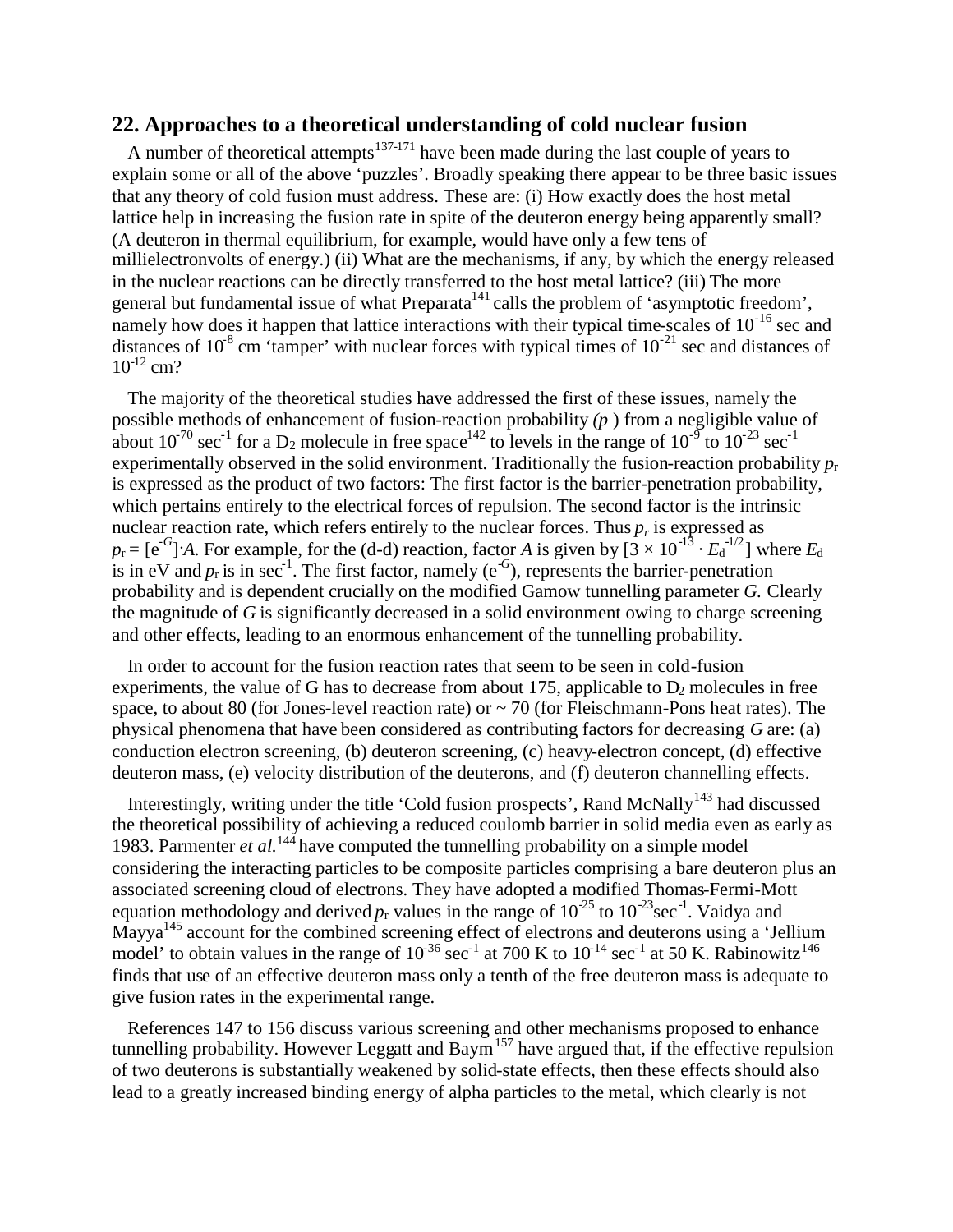## 22. Approaches to a theoretical understanding of cold nuclear fusion

A number of theoretical attempts[137-171] have been made during the last couple of years to explain some or all of the above 'puzzles'. Broadly speaking there appear to be three basic issues that any theory of cold fusion must address. These are: (i) How exactly does the host metal lattice help in increasing the fusion rate in spite of the deuteron energy being apparently small? (A deuteron in thermal equilibrium, for example, would have only a few tens of millielectronvolts of energy.) (ii) What are the mechanisms, if any, by which the energy released in the nuclear reactions can be directly transferred to the host metal lattice? (iii) The more general but fundamental issue of what Preparata[141] calls the problem of 'asymptotic freedom', namely how does it happen that lattice interactions with their typical time-scales of $10^{-16}$ sec and distances of $10^{-8}$ cm 'tamper' with nuclear forces with typical times of $10^{-21}$ sec and distances of $10^{-12}$ cm?

The majority of the theoretical studies have addressed the first of these issues, namely the possible methods of enhancement of fusion-reaction probability *(p )* from a negligible value of about $10^{-70}$ $sec^{-1}$ for a $D_2$ molecule in free space[142] to levels in the range of $10^{-9}$ to $10^{-23}$ $sec^{-1}$ experimentally observed in the solid environment. Traditionally the fusion-reaction probability $p_r$ is expressed as the product of two factors: The first factor is the barrier-penetration probability, which pertains entirely to the electrical forces of repulsion. The second factor is the intrinsic nuclear reaction rate, which refers entirely to the nuclear forces. Thus $p_r$ is expressed as $p_r = [e^{-G}]{\cdot}A$. For example, for the (d-d) reaction, factor $A$ is given by $[3 \times 10^{-13} \cdot E_d^{-1/2}]$ where $E_d$ is in eV and $p_r$ is in $sec^{-1}$. The first factor, namely ($e^{-G}$), represents the barrier-penetration probability and is dependent crucially on the modified Gamow tunnelling parameter $G$. Clearly the magnitude of $G$ is significantly decreased in a solid environment owing to charge screening and other effects, leading to an enormous enhancement of the tunnelling probability.

In order to account for the fusion reaction rates that seem to be seen in cold-fusion experiments, the value of G has to decrease from about 175, applicable to $D_2$ molecules in free space, to about 80 (for Jones-level reaction rate) or ~ 70 (for Fleischmann-Pons heat rates). The physical phenomena that have been considered as contributing factors for decreasing $G$ are: (a) conduction electron screening, (b) deuteron screening, (c) heavy-electron concept, (d) effective deuteron mass, (e) velocity distribution of the deuterons, and (f) deuteron channelling effects.

Interestingly, writing under the title 'Cold fusion prospects', Rand McNally[143] had discussed the theoretical possibility of achieving a reduced coulomb barrier in solid media even as early as 1983. Parmenter *et al.*[144] have computed the tunnelling probability on a simple model considering the interacting particles to be composite particles comprising a bare deuteron plus an associated screening cloud of electrons. They have adopted a modified Thomas-Fermi-Mott equation methodology and derived $p_r$ values in the range of $10^{-25}$ to $10^{-23}$ $sec^{-1}$. Vaidya and Mayya[145] account for the combined screening effect of electrons and deuterons using a 'Jellium model' to obtain values in the range of $10^{-36}$ $sec^{-1}$ at 700 K to $10^{-14}$ $sec^{-1}$ at 50 K. Rabinowitz[146] finds that use of an effective deuteron mass only a tenth of the free deuteron mass is adequate to give fusion rates in the experimental range.

References 147 to 156 discuss various screening and other mechanisms proposed to enhance tunnelling probability. However Leggatt and Baym[157] have argued that, if the effective repulsion of two deuterons is substantially weakened by solid-state effects, then these effects should also lead to a greatly increased binding energy of alpha particles to the metal, which clearly is not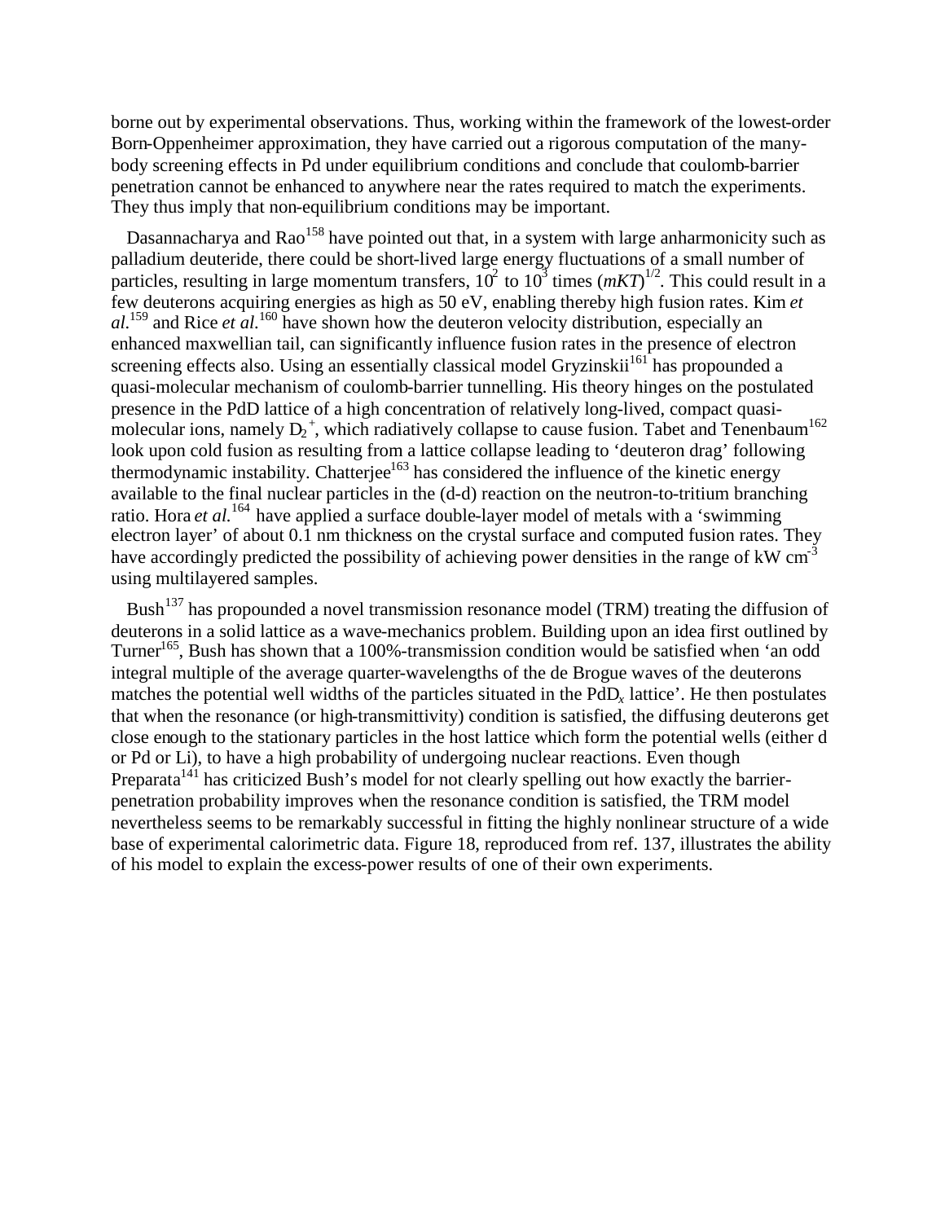borne out by experimental observations. Thus, working within the framework of the lowest-order Born-Oppenheimer approximation, they have carried out a rigorous computation of the many-body screening effects in Pd under equilibrium conditions and conclude that coulomb-barrier penetration cannot be enhanced to anywhere near the rates required to match the experiments. They thus imply that non-equilibrium conditions may be important.

Dasannacharya and Rao[158] have pointed out that, in a system with large anharmonicity such as palladium deuteride, there could be short-lived large energy fluctuations of a small number of particles, resulting in large momentum transfers, $10^2$ to $10^3$ times $(mKT)^{1/2}$. This could result in a few deuterons acquiring energies as high as 50 eV, enabling thereby high fusion rates. Kim *et al.*[159] and Rice *et al.*[160] have shown how the deuteron velocity distribution, especially an enhanced maxwellian tail, can significantly influence fusion rates in the presence of electron screening effects also. Using an essentially classical model Gryzinskii[161] has propounded a quasi-molecular mechanism of coulomb-barrier tunnelling. His theory hinges on the postulated presence in the PdD lattice of a high concentration of relatively long-lived, compact quasi-molecular ions, namely $D_2^+$, which radiatively collapse to cause fusion. Tabet and Tenenbaum[162] look upon cold fusion as resulting from a lattice collapse leading to 'deuteron drag' following thermodynamic instability. Chatterjee[163] has considered the influence of the kinetic energy available to the final nuclear particles in the (d-d) reaction on the neutron-to-tritium branching ratio. Hora *et al.*[164] have applied a surface double-layer model of metals with a 'swimming electron layer' of about 0.1 nm thickness on the crystal surface and computed fusion rates. They have accordingly predicted the possibility of achieving power densities in the range of kW $cm^{-3}$ using multilayered samples.

Bush[137] has propounded a novel transmission resonance model (TRM) treating the diffusion of deuterons in a solid lattice as a wave-mechanics problem. Building upon an idea first outlined by Turner[165], Bush has shown that a 100%-transmission condition would be satisfied when 'an odd integral multiple of the average quarter-wavelengths of the de Brogue waves of the deuterons matches the potential well widths of the particles situated in the $PdD_x$ lattice'. He then postulates that when the resonance (or high-transmittivity) condition is satisfied, the diffusing deuterons get close enough to the stationary particles in the host lattice which form the potential wells (either d or Pd or Li), to have a high probability of undergoing nuclear reactions. Even though Preparata[141] has criticized Bush's model for not clearly spelling out how exactly the barrier-penetration probability improves when the resonance condition is satisfied, the TRM model nevertheless seems to be remarkably successful in fitting the highly nonlinear structure of a wide base of experimental calorimetric data. Figure 18, reproduced from ref. 137, illustrates the ability of his model to explain the excess-power results of one of their own experiments.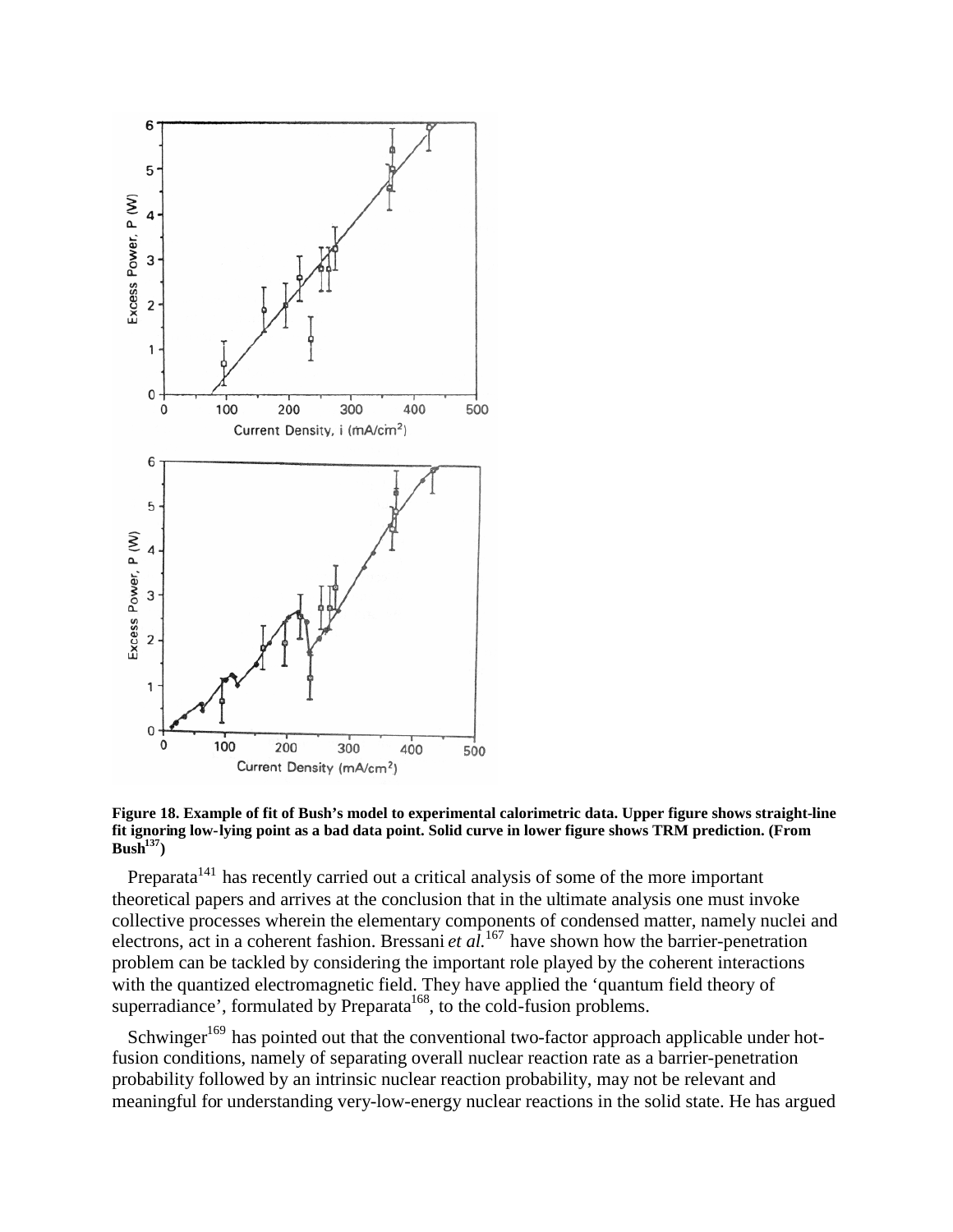**Figure 18. Example of fit of Bush's model to experimental calorimetric data. Upper figure shows straight-line fit ignoring low-lying point as a bad data point. Solid curve in lower figure shows TRM prediction. (From Bush[137])**

Preparata[141] has recently carried out a critical analysis of some of the more important theoretical papers and arrives at the conclusion that in the ultimate analysis one must invoke collective processes wherein the elementary components of condensed matter, namely nuclei and electrons, act in a coherent fashion. Bressani *et al.*[167] have shown how the barrier-penetration problem can be tackled by considering the important role played by the coherent interactions with the quantized electromagnetic field. They have applied the 'quantum field theory of superradiance', formulated by Preparata[168], to the cold-fusion problems.

Schwinger[169] has pointed out that the conventional two-factor approach applicable under hot-fusion conditions, namely of separating overall nuclear reaction rate as a barrier-penetration probability followed by an intrinsic nuclear reaction probability, may not be relevant and meaningful for understanding very-low-energy nuclear reactions in the solid state. He has argued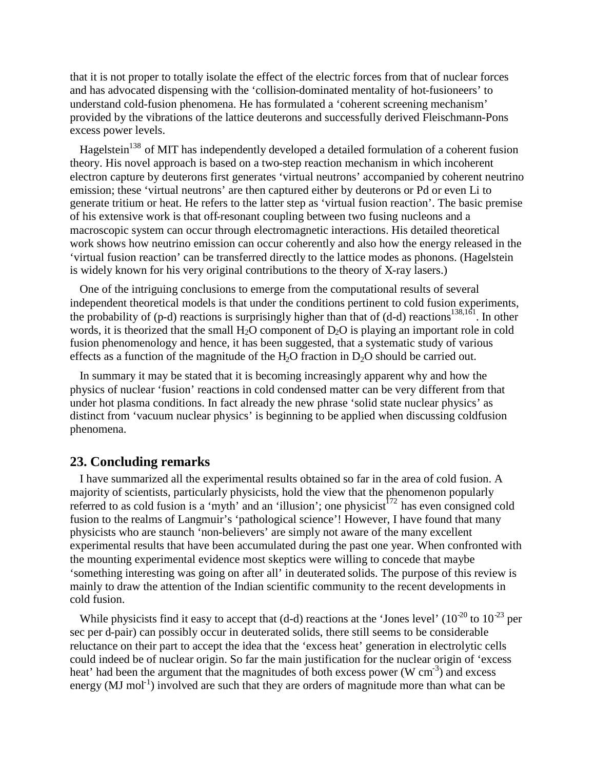that it is not proper to totally isolate the effect of the electric forces from that of nuclear forces and has advocated dispensing with the 'collision-dominated mentality of hot-fusioneers' to understand cold-fusion phenomena. He has formulated a 'coherent screening mechanism' provided by the vibrations of the lattice deuterons and successfully derived Fleischmann-Pons excess power levels.

Hagelstein[138] of MIT has independently developed a detailed formulation of a coherent fusion theory. His novel approach is based on a two-step reaction mechanism in which incoherent electron capture by deuterons first generates 'virtual neutrons' accompanied by coherent neutrino emission; these 'virtual neutrons' are then captured either by deuterons or Pd or even Li to generate tritium or heat. He refers to the latter step as 'virtual fusion reaction'. The basic premise of his extensive work is that off-resonant coupling between two fusing nucleons and a macroscopic system can occur through electromagnetic interactions. His detailed theoretical work shows how neutrino emission can occur coherently and also how the energy released in the 'virtual fusion reaction' can be transferred directly to the lattice modes as phonons. (Hagelstein is widely known for his very original contributions to the theory of X-ray lasers.)

One of the intriguing conclusions to emerge from the computational results of several independent theoretical models is that under the conditions pertinent to cold fusion experiments, the probability of (p-d) reactions is surprisingly higher than that of (d-d) reactions[138,161]. In other words, it is theorized that the small $H_2O$ component of $D_2O$ is playing an important role in cold fusion phenomenology and hence, it has been suggested, that a systematic study of various effects as a function of the magnitude of the $H_2O$ fraction in $D_2O$ should be carried out.

In summary it may be stated that it is becoming increasingly apparent why and how the physics of nuclear 'fusion' reactions in cold condensed matter can be very different from that under hot plasma conditions. In fact already the new phrase 'solid state nuclear physics' as distinct from 'vacuum nuclear physics' is beginning to be applied when discussing coldfusion phenomena.

## 23. Concluding remarks

I have summarized all the experimental results obtained so far in the area of cold fusion. A majority of scientists, particularly physicists, hold the view that the phenomenon popularly referred to as cold fusion is a 'myth' and an 'illusion'; one physicist[172] has even consigned cold fusion to the realms of Langmuir's 'pathological science'! However, I have found that many physicists who are staunch 'non-believers' are simply not aware of the many excellent experimental results that have been accumulated during the past one year. When confronted with the mounting experimental evidence most skeptics were willing to concede that maybe 'something interesting was going on after all' in deuterated solids. The purpose of this review is mainly to draw the attention of the Indian scientific community to the recent developments in cold fusion.

While physicists find it easy to accept that (d-d) reactions at the 'Jones level' ($10^{-20}$ to $10^{-23}$ per sec per d-pair) can possibly occur in deuterated solids, there still seems to be considerable reluctance on their part to accept the idea that the 'excess heat' generation in electrolytic cells could indeed be of nuclear origin. So far the main justification for the nuclear origin of 'excess heat' had been the argument that the magnitudes of both excess power (W $cm^{-3}$) and excess energy (MJ $mol^{-1}$) involved are such that they are orders of magnitude more than what can be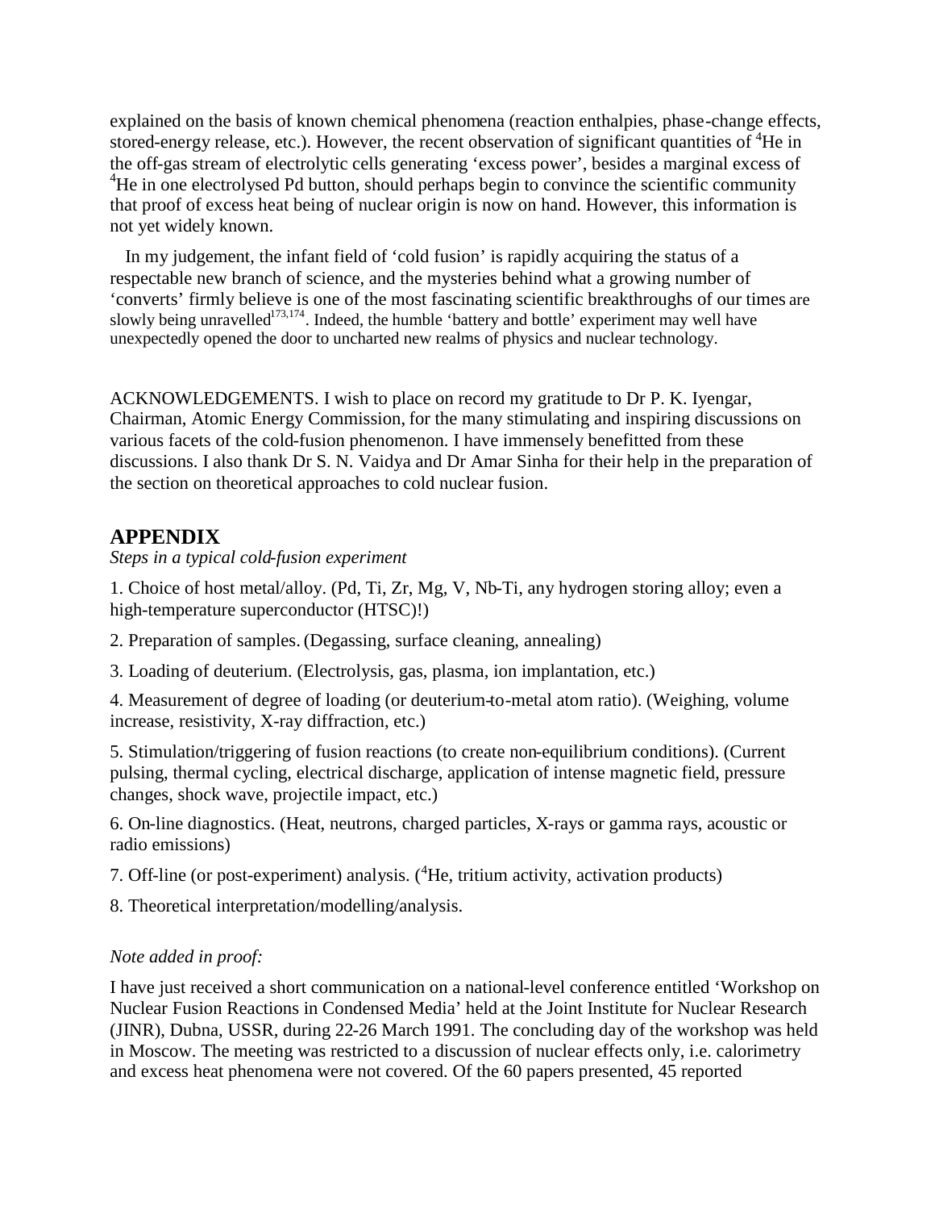explained on the basis of known chemical phenomena (reaction enthalpies, phase-change effects, stored-energy release, etc.). However, the recent observation of significant quantities of $^4$He in the off-gas stream of electrolytic cells generating 'excess power', besides a marginal excess of $^4$He in one electrolysed Pd button, should perhaps begin to convince the scientific community that proof of excess heat being of nuclear origin is now on hand. However, this information is not yet widely known.

In my judgement, the infant field of 'cold fusion' is rapidly acquiring the status of a respectable new branch of science, and the mysteries behind what a growing number of 'converts' firmly believe is one of the most fascinating scientific breakthroughs of our times are slowly being unravelled[173,174]. Indeed, the humble 'battery and bottle' experiment may well have unexpectedly opened the door to uncharted new realms of physics and nuclear technology.

ACKNOWLEDGEMENTS. I wish to place on record my gratitude to Dr P. K. Iyengar, Chairman, Atomic Energy Commission, for the many stimulating and inspiring discussions on various facets of the cold-fusion phenomenon. I have immensely benefitted from these discussions. I also thank Dr S. N. Vaidya and Dr Amar Sinha for their help in the preparation of the section on theoretical approaches to cold nuclear fusion.

## APPENDIX

*Steps in a typical cold-fusion experiment*

1. Choice of host metal/alloy. (Pd, Ti, Zr, Mg, V, Nb-Ti, any hydrogen storing alloy; even a high-temperature superconductor (HTSC)!)

2. Preparation of samples. (Degassing, surface cleaning, annealing)

3. Loading of deuterium. (Electrolysis, gas, plasma, ion implantation, etc.)

4. Measurement of degree of loading (or deuterium-to-metal atom ratio). (Weighing, volume increase, resistivity, X-ray diffraction, etc.)

5. Stimulation/triggering of fusion reactions (to create non-equilibrium conditions). (Current pulsing, thermal cycling, electrical discharge, application of intense magnetic field, pressure changes, shock wave, projectile impact, etc.)

6. On-line diagnostics. (Heat, neutrons, charged particles, X-rays or gamma rays, acoustic or radio emissions)

7. Off-line (or post-experiment) analysis. ($^4$He, tritium activity, activation products)

8. Theoretical interpretation/modelling/analysis.

*Note added in proof:*

I have just received a short communication on a national-level conference entitled 'Workshop on Nuclear Fusion Reactions in Condensed Media' held at the Joint Institute for Nuclear Research (JINR), Dubna, USSR, during 22-26 March 1991. The concluding day of the workshop was held in Moscow. The meeting was restricted to a discussion of nuclear effects only, i.e. calorimetry and excess heat phenomena were not covered. Of the 60 papers presented, 45 reported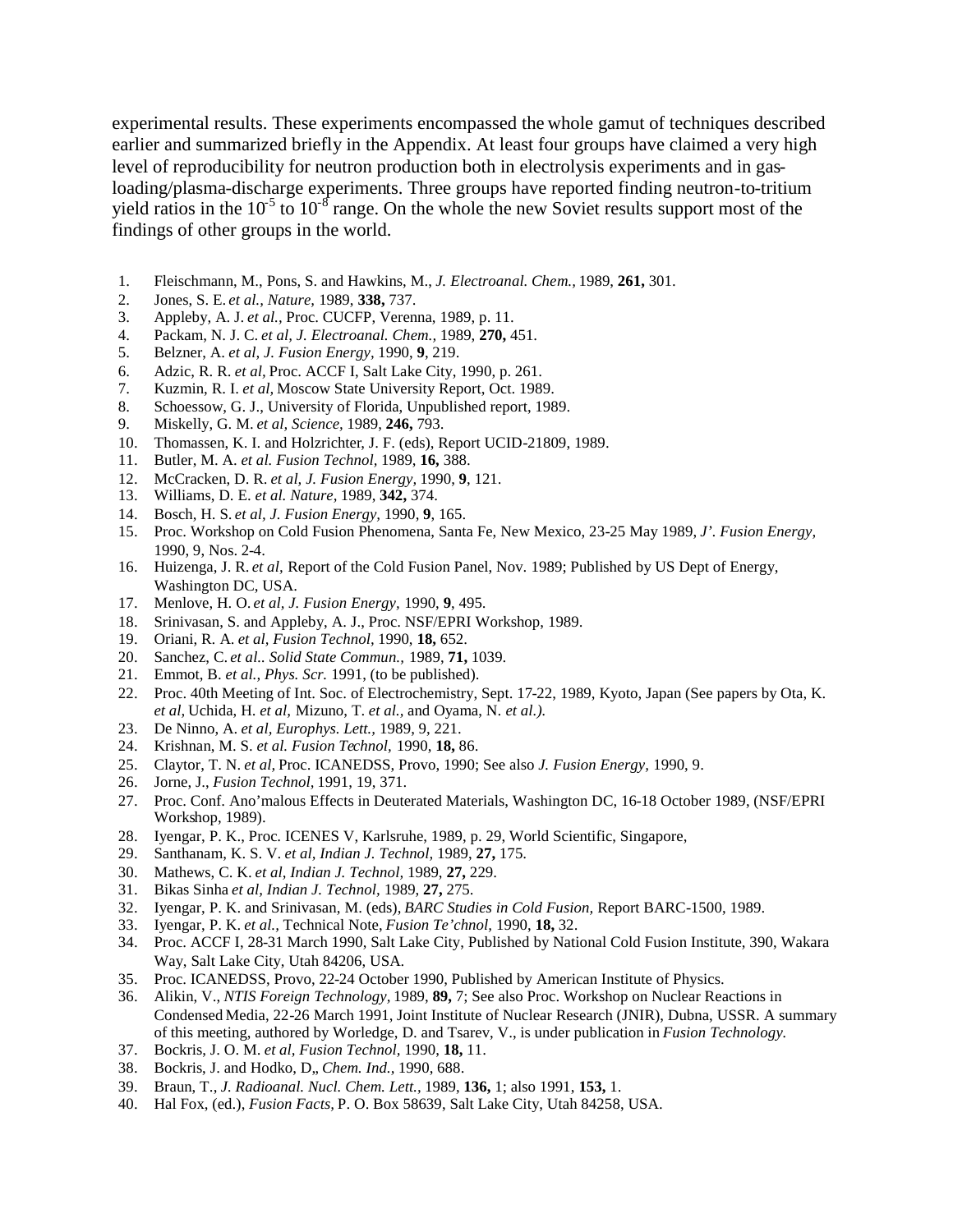experimental results. These experiments encompassed the whole gamut of techniques described earlier and summarized briefly in the Appendix. At least four groups have claimed a very high level of reproducibility for neutron production both in electrolysis experiments and in gas-loading/plasma-discharge experiments. Three groups have reported finding neutron-to-tritium yield ratios in the $10^{-5}$ to $10^{-8}$ range. On the whole the new Soviet results support most of the findings of other groups in the world.

1. Fleischmann, M., Pons, S. and Hawkins, M., *J. Electroanal. Chem.*, 1989, **261,** 301.
2. Jones, S. E. *et al., Nature,* 1989, **338,** 737.
3. Appleby, A. J. *et al.,* Proc. CUCFP, Verenna, 1989, p. 11.
4. Packam, N. J. C. *et al, J. Electroanal. Chem.,* 1989, **270,** 451.
5. Belzner, A. *et al, J. Fusion Energy,* 1990, **9**, 219.
6. Adzic, R. R. *et al,* Proc. ACCF I, Salt Lake City, 1990, p. 261.
7. Kuzmin, R. I. *et al,* Moscow State University Report, Oct. 1989.
8. Schoessow, G. J., University of Florida, Unpublished report, 1989.
9. Miskelly, G. M. *et al, Science,* 1989, **246,** 793.
10. Thomassen, K. I. and Holzrichter, J. F. (eds), Report UCID-21809, 1989.
11. Butler, M. A. *et al. Fusion Technol,* 1989, **16,** 388.
12. McCracken, D. R. *et al, J. Fusion Energy,* 1990, **9**, 121.
13. Williams, D. E. *et al. Nature,* 1989, **342,** 374.
14. Bosch, H. S. *et al, J. Fusion Energy,* 1990, **9**, 165.
15. Proc. Workshop on Cold Fusion Phenomena, Santa Fe, New Mexico, 23-25 May 1989, *J'. Fusion Energy,* 1990, 9, Nos. 2-4.
16. Huizenga, J. R. *et al,* Report of the Cold Fusion Panel, Nov. 1989; Published by US Dept of Energy, Washington DC, USA.
17. Menlove, H. O. *et al, J. Fusion Energy,* 1990, **9**, 495.
18. Srinivasan, S. and Appleby, A. J., Proc. NSF/EPRI Workshop, 1989.
19. Oriani, R. A. *et al, Fusion Technol,* 1990, **18,** 652.
20. Sanchez, C. *et al.. Solid State Commun.,* 1989, **71,** 1039.
21. Emmot, B. *et al., Phys. Scr.* 1991, (to be published).
22. Proc. 40th Meeting of Int. Soc. of Electrochemistry, Sept. 17-22, 1989, Kyoto, Japan (See papers by Ota, K. *et al,* Uchida, H. *et al,* Mizuno, T. *et al.,* and Oyama, N. *et al.).*
23. De Ninno, A. *et al, Europhys. Lett.,* 1989, 9, 221.
24. Krishnan, M. S. *et al. Fusion Technol,* 1990, **18,** 86.
25. Claytor, T. N. *et al,* Proc. ICANEDSS, Provo, 1990; See also *J. Fusion Energy,* 1990, 9.
26. Jorne, J., *Fusion Technol,* 1991, 19, 371.
27. Proc. Conf. Ano'malous Effects in Deuterated Materials, Washington DC, 16-18 October 1989, (NSF/EPRI Workshop, 1989).
28. Iyengar, P. K., Proc. ICENES V, Karlsruhe, 1989, p. 29, World Scientific, Singapore,
29. Santhanam, K. S. V. *et al, Indian J. Technol,* 1989, **27,** 175.
30. Mathews, C. K. *et al, Indian J. Technol,* 1989, **27,** 229.
31. Bikas Sinha *et al, Indian J. Technol,* 1989, **27,** 275.
32. Iyengar, P. K. and Srinivasan, M. (eds), *BARC Studies in Cold Fusion,* Report BARC-1500, 1989.
33. Iyengar, P. K. *et al.,* Technical Note, *Fusion Te'chnol,* 1990, **18,** 32.
34. Proc. ACCF I, 28-31 March 1990, Salt Lake City, Published by National Cold Fusion Institute, 390, Wakara Way, Salt Lake City, Utah 84206, USA.
35. Proc. ICANEDSS, Provo, 22-24 October 1990, Published by American Institute of Physics.
36. Alikin, V., *NTIS Foreign Technology,* 1989, **89,** 7; See also Proc. Workshop on Nuclear Reactions in Condensed Media, 22-26 March 1991, Joint Institute of Nuclear Research (JNIR), Dubna, USSR. A summary of this meeting, authored by Worledge, D. and Tsarev, V., is under publication in *Fusion Technology.*
37. Bockris, J. O. M. *et al, Fusion Technol,* 1990, **18,** 11.
38. Bockris, J. and Hodko, D,, *Chem. Ind.,* 1990, 688.
39. Braun, T., *J. Radioanal. Nucl. Chem. Lett.,* 1989, **136,** 1; also 1991, **153,** 1.
40. Hal Fox, (ed.), *Fusion Facts,* P. O. Box 58639, Salt Lake City, Utah 84258, USA.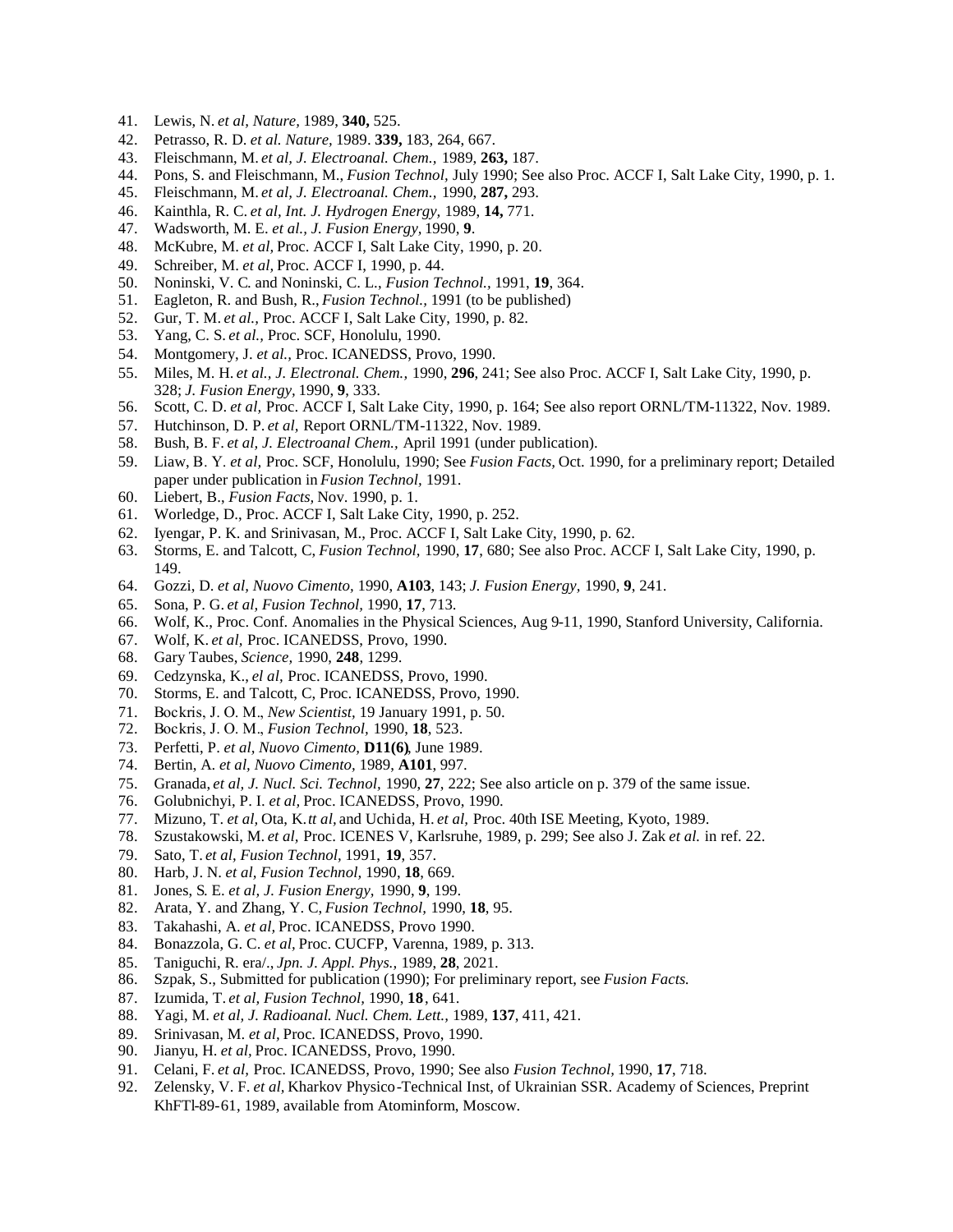41. Lewis, N. *et al, Nature,* 1989, **340,** 525.
42. Petrasso, R. D. *et al. Nature,* 1989. **339,** 183, 264, 667.
43. Fleischmann, M. *et al, J. Electroanal. Chem.,* 1989, **263,** 187.
44. Pons, S. and Fleischmann, M., *Fusion Technol,* July 1990; See also Proc. ACCF I, Salt Lake City, 1990, p. 1.
45. Fleischmann, M. *et al, J. Electroanal. Chem.,* 1990, **287,** 293.
46. Kainthla, R. C. *et al, Int. J. Hydrogen Energy,* 1989, **14,** 771.
47. Wadsworth, M. E. *et al., J. Fusion Energy,* 1990, **9**.
48. McKubre, M. *et al,* Proc. ACCF I, Salt Lake City, 1990, p. 20.
49. Schreiber, M. *et al,* Proc. ACCF I, 1990, p. 44.
50. Noninski, V. C. and Noninski, C. L., *Fusion Technol.,* 1991, **19**, 364.
51. Eagleton, R. and Bush, R., *Fusion Technol.,* 1991 (to be published)
52. Gur, T. M. *et al.,* Proc. ACCF I, Salt Lake City, 1990, p. 82.
53. Yang, C. S. *et al.,* Proc. SCF, Honolulu, 1990.
54. Montgomery, J. *et al.,* Proc. ICANEDSS, Provo, 1990.
55. Miles, M. H. *et al., J. Electronal. Chem.,* 1990, **296**, 241; See also Proc. ACCF I, Salt Lake City, 1990, p. 328; *J. Fusion Energy,* 1990, **9**, 333.
56. Scott, C. D. *et al,* Proc. ACCF I, Salt Lake City, 1990, p. 164; See also report ORNL/TM-11322, Nov. 1989.
57. Hutchinson, D. P. *et al,* Report ORNL/TM-11322, Nov. 1989.
58. Bush, B. F. *et al, J. Electroanal Chem.,* April 1991 (under publication).
59. Liaw, B. Y. *et al,* Proc. SCF, Honolulu, 1990; See *Fusion Facts,* Oct. 1990, for a preliminary report; Detailed paper under publication in *Fusion Technol,* 1991.
60. Liebert, B., *Fusion Facts,* Nov. 1990, p. 1.
61. Worledge, D., Proc. ACCF I, Salt Lake City, 1990, p. 252.
62. Iyengar, P. K. and Srinivasan, M., Proc. ACCF I, Salt Lake City, 1990, p. 62.
63. Storms, E. and Talcott, C, *Fusion Technol,* 1990, **17**, 680; See also Proc. ACCF I, Salt Lake City, 1990, p. 149.
64. Gozzi, D. *et al, Nuovo Cimento,* 1990, **A103**, 143; *J. Fusion Energy,* 1990, **9**, 241.
65. Sona, P. G. *et al, Fusion Technol,* 1990, **17**, 713.
66. Wolf, K., Proc. Conf. Anomalies in the Physical Sciences, Aug 9-11, 1990, Stanford University, California.
67. Wolf, K. *et al,* Proc. ICANEDSS, Provo, 1990.
68. Gary Taubes, *Science,* 1990, **248**, 1299.
69. Cedzynska, K., *el al,* Proc. ICANEDSS, Provo, 1990.
70. Storms, E. and Talcott, C, Proc. ICANEDSS, Provo, 1990.
71. Bockris, J. O. M., *New Scientist,* 19 January 1991, p. 50.
72. Bockris, J. O. M., *Fusion Technol,* 1990, **18**, 523.
73. Perfetti, P. *et al, Nuovo Cimento,* **D11(6)**, June 1989.
74. Bertin, A. *et al, Nuovo Cimento,* 1989, **A101**, 997.
75. Granada, *et al, J. Nucl. Sci. Technol,* 1990, **27**, 222; See also article on p. 379 of the same issue.
76. Golubnichyi, P. I. *et al,* Proc. ICANEDSS, Provo, 1990.
77. Mizuno, T. *et al,* Ota, K. *tt al,* and Uchida, H. *et al,* Proc. 40th ISE Meeting, Kyoto, 1989.
78. Szustakowski, M. *et al,* Proc. ICENES V, Karlsruhe, 1989, p. 299; See also J. Zak *et al.* in ref. 22.
79. Sato, T. *et al, Fusion Technol,* 1991, **19**, 357.
80. Harb, J. N. *et al, Fusion Technol,* 1990, **18**, 669.
81. Jones, S. E. *et al, J. Fusion Energy,* 1990, **9**, 199.
82. Arata, Y. and Zhang, Y. C, *Fusion Technol,* 1990, **18**, 95.
83. Takahashi, A. *et al,* Proc. ICANEDSS, Provo 1990.
84. Bonazzola, G. C. *et al,* Proc. CUCFP, Varenna, 1989, p. 313.
85. Taniguchi, R. *era/., Jpn. J. Appl. Phys.,* 1989, **28**, 2021.
86. Szpak, S., Submitted for publication (1990); For preliminary report, see *Fusion Facts.*
87. Izumida, T. *et al, Fusion Technol,* 1990, **18**, 641.
88. Yagi, M. *et al, J. Radioanal. Nucl. Chem. Lett.,* 1989, **137**, 411, 421.
89. Srinivasan, M. *et al,* Proc. ICANEDSS, Provo, 1990.
90. Jianyu, H. *et al,* Proc. ICANEDSS, Provo, 1990.
91. Celani, F. *et al,* Proc. ICANEDSS, Provo, 1990; See also *Fusion Technol,* 1990, **17**, 718.
92. Zelensky, V. F. *et al,* Kharkov Physico-Technical Inst, of Ukrainian SSR. Academy of Sciences, Preprint KhFTl-89-61, 1989, available from Atominform, Moscow.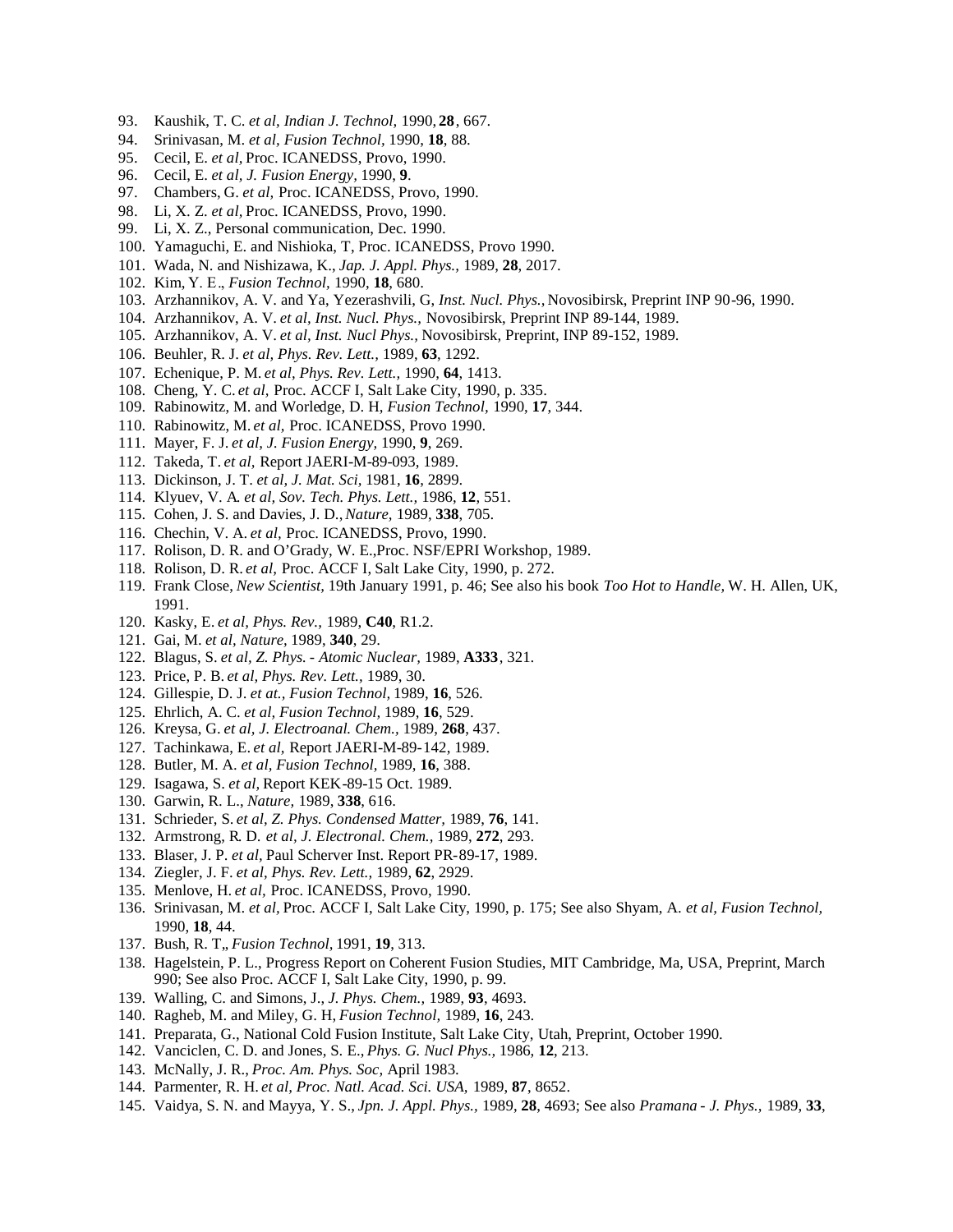93. Kaushik, T. C. *et al, Indian J. Technol,* 1990, **28**, 667.
94. Srinivasan, M. *et al, Fusion Technol,* 1990, **18**, 88.
95. Cecil, E. *et al,* Proc. ICANEDSS, Provo, 1990.
96. Cecil, E. *et al, J. Fusion Energy,* 1990, **9**.
97. Chambers, G. *et al,* Proc. ICANEDSS, Provo, 1990.
98. Li, X. Z. *et al,* Proc. ICANEDSS, Provo, 1990.
99. Li, X. Z., Personal communication, Dec. 1990.
100. Yamaguchi, E. and Nishioka, T, Proc. ICANEDSS, Provo 1990.
101. Wada, N. and Nishizawa, K., *Jap. J. Appl. Phys.,* 1989, **28**, 2017.
102. Kim, Y. E., *Fusion Technol,* 1990, **18**, 680.
103. Arzhannikov, A. V. and Ya, Yezerashvili, G, *Inst. Nucl. Phys.,* Novosibirsk, Preprint INP 90-96, 1990.
104. Arzhannikov, A. V. *et al, Inst. Nucl. Phys.,* Novosibirsk, Preprint INP 89-144, 1989.
105. Arzhannikov, A. V. *et al, Inst. Nucl Phys.,* Novosibirsk, Preprint, INP 89-152, 1989.
106. Beuhler, R. J. *et al, Phys. Rev. Lett.,* 1989, **63**, 1292.
107. Echenique, P. M. *et al, Phys. Rev. Lett.,* 1990, **64**, 1413.
108. Cheng, Y. C. *et al,* Proc. ACCF I, Salt Lake City, 1990, p. 335.
109. Rabinowitz, M. and Worledge, D. H, *Fusion Technol,* 1990, **17**, 344.
110. Rabinowitz, M. *et al,* Proc. ICANEDSS, Provo 1990.
111. Mayer, F. J. *et al, J. Fusion Energy,* 1990, **9**, 269.
112. Takeda, T. *et al,* Report JAERI-M-89-093, 1989.
113. Dickinson, J. T. *et al, J. Mat. Sci,* 1981, **16**, 2899.
114. Klyuev, V. A. *et al, Sov. Tech. Phys. Lett.,* 1986, **12**, 551.
115. Cohen, J. S. and Davies, J. D., *Nature,* 1989, **338**, 705.
116. Chechin, V. A. *et al,* Proc. ICANEDSS, Provo, 1990.
117. Rolison, D. R. and O'Grady, W. E.,Proc. NSF/EPRI Workshop, 1989.
118. Rolison, D. R. *et al,* Proc. ACCF I, Salt Lake City, 1990, p. 272.
119. Frank Close, *New Scientist,* 19th January 1991, p. 46; See also his book *Too Hot to Handle,* W. H. Allen, UK, 1991.
120. Kasky, E. *et al, Phys. Rev.,* 1989, **C40**, R1.2.
121. Gai, M. *et al, Nature,* 1989, **340**, 29.
122. Blagus, S. *et al, Z. Phys. - Atomic Nuclear,* 1989, **A333**, 321.
123. Price, P. B. *et al, Phys. Rev. Lett.,* 1989, 30.
124. Gillespie, D. J. *et at., Fusion Technol,* 1989, **16**, 526.
125. Ehrlich, A. C. *et al, Fusion Technol,* 1989, **16**, 529.
126. Kreysa, G. *et al, J. Electroanal. Chem.,* 1989, **268**, 437.
127. Tachinkawa, E. *et al,* Report JAERI-M-89-142, 1989.
128. Butler, M. A. *et al, Fusion Technol,* 1989, **16**, 388.
129. Isagawa, S. *et al,* Report KEK-89-15 Oct. 1989.
130. Garwin, R. L., *Nature,* 1989, **338**, 616.
131. Schrieder, S. *et al, Z. Phys. Condensed Matter,* 1989, **76**, 141.
132. Armstrong, R. D. *et al, J. Electronal. Chem.,* 1989, **272**, 293.
133. Blaser, J. P. *et al,* Paul Scherver Inst. Report PR-89-17, 1989.
134. Ziegler, J. F. *et al, Phys. Rev. Lett.,* 1989, **62**, 2929.
135. Menlove, H. *et al,* Proc. ICANEDSS, Provo, 1990.
136. Srinivasan, M. *et al,* Proc. ACCF I, Salt Lake City, 1990, p. 175; See also Shyam, A. *et al, Fusion Technol,* 1990, **18**, 44.
137. Bush, R. T„ *Fusion Technol,* 1991, **19**, 313.
138. Hagelstein, P. L., Progress Report on Coherent Fusion Studies, MIT Cambridge, Ma, USA, Preprint, March 990; See also Proc. ACCF I, Salt Lake City, 1990, p. 99.
139. Walling, C. and Simons, J., *J. Phys. Chem.,* 1989, **93**, 4693.
140. Ragheb, M. and Miley, G. H, *Fusion Technol,* 1989, **16**, 243.
141. Preparata, G., National Cold Fusion Institute, Salt Lake City, Utah, Preprint, October 1990.
142. Vanciclen, C. D. and Jones, S. E., *Phys. G. Nucl Phys.,* 1986, **12**, 213.
143. McNally, J. R., *Proc. Am. Phys. Soc,* April 1983.
144. Parmenter, R. H. *et al, Proc. Natl. Acad. Sci. USA,* 1989, **87**, 8652.
145. Vaidya, S. N. and Mayya, Y. S., *Jpn. J. Appl. Phys.,* 1989, **28**, 4693; See also *Pramana - J. Phys.,* 1989, **33**,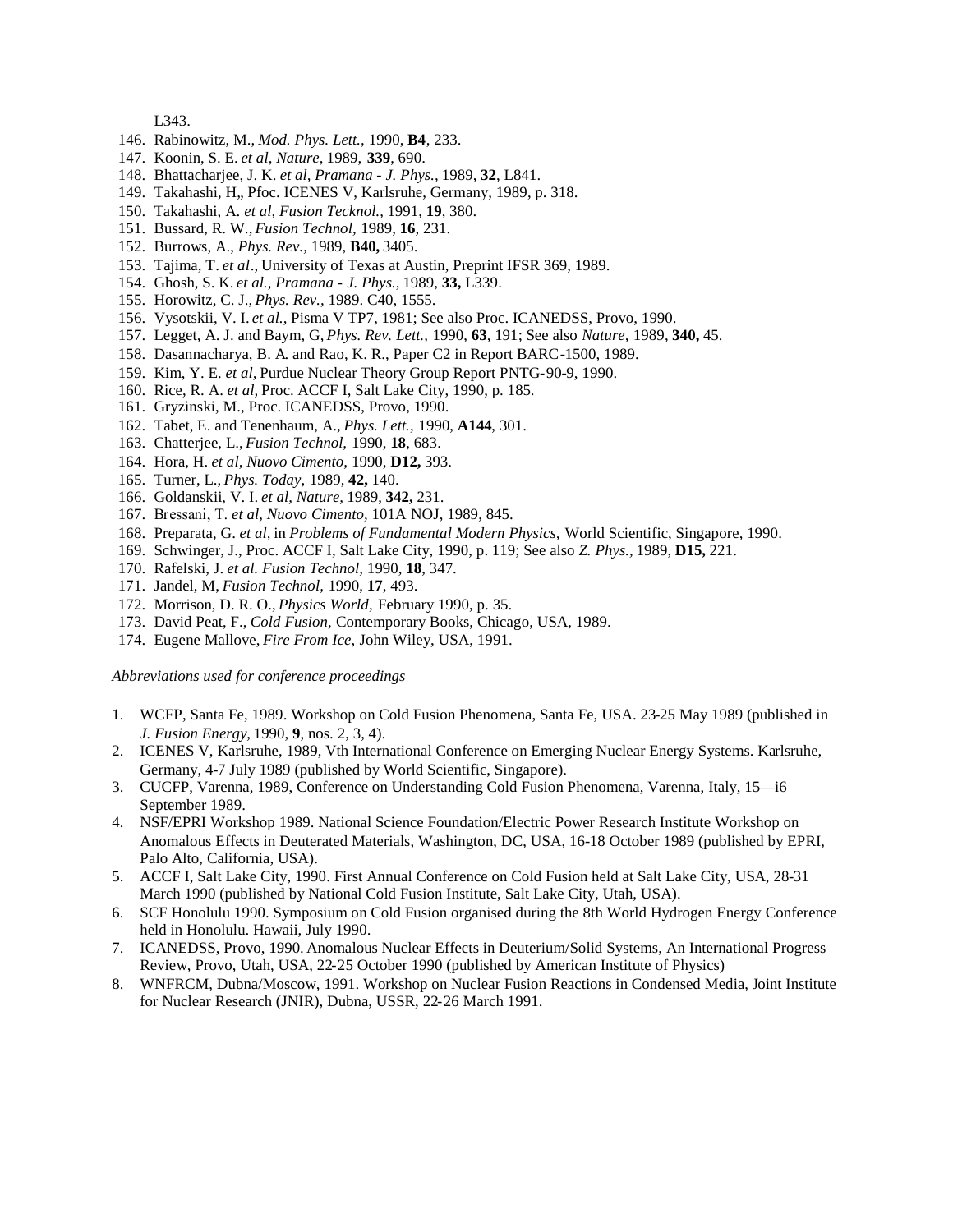L343.

146. Rabinowitz, M., *Mod. Phys. Lett.,* 1990, **B4**, 233.
147. Koonin, S. E. *et al, Nature,* 1989, **339**, 690.
148. Bhattacharjee, J. K. *et al, Pramana - J. Phys.,* 1989, **32**, L841.
149. Takahashi, H,, Pfoc. ICENES V, Karlsruhe, Germany, 1989, p. 318.
150. Takahashi, A. *et al, Fusion Tecknol.,* 1991, **19**, 380.
151. Bussard, R. W., *Fusion Technol,* 1989, **16**, 231.
152. Burrows, A., *Phys. Rev.,* 1989, **B40,** 3405.
153. Tajima, T. *et al*., University of Texas at Austin, Preprint IFSR 369, 1989.
154. Ghosh, S. K. *et al., Pramana - J. Phys.,* 1989, **33,** L339.
155. Horowitz, C. J., *Phys. Rev.,* 1989. C40, 1555.
156. Vysotskii, V. I. *et al.,* Pisma V TP7, 1981; See also Proc. ICANEDSS, Provo, 1990.
157. Legget, A. J. and Baym, G, *Phys. Rev. Lett.,* 1990, **63**, 191; See also *Nature,* 1989, **340,** 45.
158. Dasannacharya, B. A. and Rao, K. R., Paper C2 in Report BARC-1500, 1989.
159. Kim, Y. E. *et al,* Purdue Nuclear Theory Group Report PNTG-90-9, 1990.
160. Rice, R. A. *et al,* Proc. ACCF I, Salt Lake City, 1990, p. 185.
161. Gryzinski, M., Proc. ICANEDSS, Provo, 1990.
162. Tabet, E. and Tenenhaum, A., *Phys. Lett.,* 1990, **A144**, 301.
163. Chatterjee, L., *Fusion Technol,* 1990, **18**, 683.
164. Hora, H. *et al, Nuovo Cimento,* 1990, **D12,** 393.
165. Turner, L., *Phys. Today,* 1989, **42,** 140.
166. Goldanskii, V. I. *et al, Nature,* 1989, **342,** 231.
167. Bressani, T. *et al, Nuovo Cimento,* 101A NOJ, 1989, 845.
168. Preparata, G. *et al,* in *Problems of Fundamental Modern Physics,* World Scientific, Singapore, 1990.
169. Schwinger, J., Proc. ACCF I, Salt Lake City, 1990, p. 119; See also *Z. Phys.,* 1989, **D15,** 221.
170. Rafelski, J. *et al. Fusion Technol,* 1990, **18**, 347.
171. Jandel, M, *Fusion Technol,* 1990, **17**, 493.
172. Morrison, D. R. O., *Physics World,* February 1990, p. 35.
173. David Peat, F., *Cold Fusion,* Contemporary Books, Chicago, USA, 1989.
174. Eugene Mallove, *Fire From Ice,* John Wiley, USA, 1991.

*Abbreviations used for conference proceedings*

1. WCFP, Santa Fe, 1989. Workshop on Cold Fusion Phenomena, Santa Fe, USA. 23-25 May 1989 (published in *J. Fusion Energy,* 1990, **9**, nos. 2, 3, 4).
2. ICENES V, Karlsruhe, 1989, Vth International Conference on Emerging Nuclear Energy Systems. Karlsruhe, Germany, 4-7 July 1989 (published by World Scientific, Singapore).
3. CUCFP, Varenna, 1989, Conference on Understanding Cold Fusion Phenomena, Varenna, Italy, 15—i6 September 1989.
4. NSF/EPRI Workshop 1989. National Science Foundation/Electric Power Research Institute Workshop on Anomalous Effects in Deuterated Materials, Washington, DC, USA, 16-18 October 1989 (published by EPRI, Palo Alto, California, USA).
5. ACCF I, Salt Lake City, 1990. First Annual Conference on Cold Fusion held at Salt Lake City, USA, 28-31 March 1990 (published by National Cold Fusion Institute, Salt Lake City, Utah, USA).
6. SCF Honolulu 1990. Symposium on Cold Fusion organised during the 8th World Hydrogen Energy Conference held in Honolulu. Hawaii, July 1990.
7. ICANEDSS, Provo, 1990. Anomalous Nuclear Effects in Deuterium/Solid Systems, An International Progress Review, Provo, Utah, USA, 22-25 October 1990 (published by American Institute of Physics)
8. WNFRCM, Dubna/Moscow, 1991. Workshop on Nuclear Fusion Reactions in Condensed Media, Joint Institute for Nuclear Research (JNIR), Dubna, USSR, 22-26 March 1991.